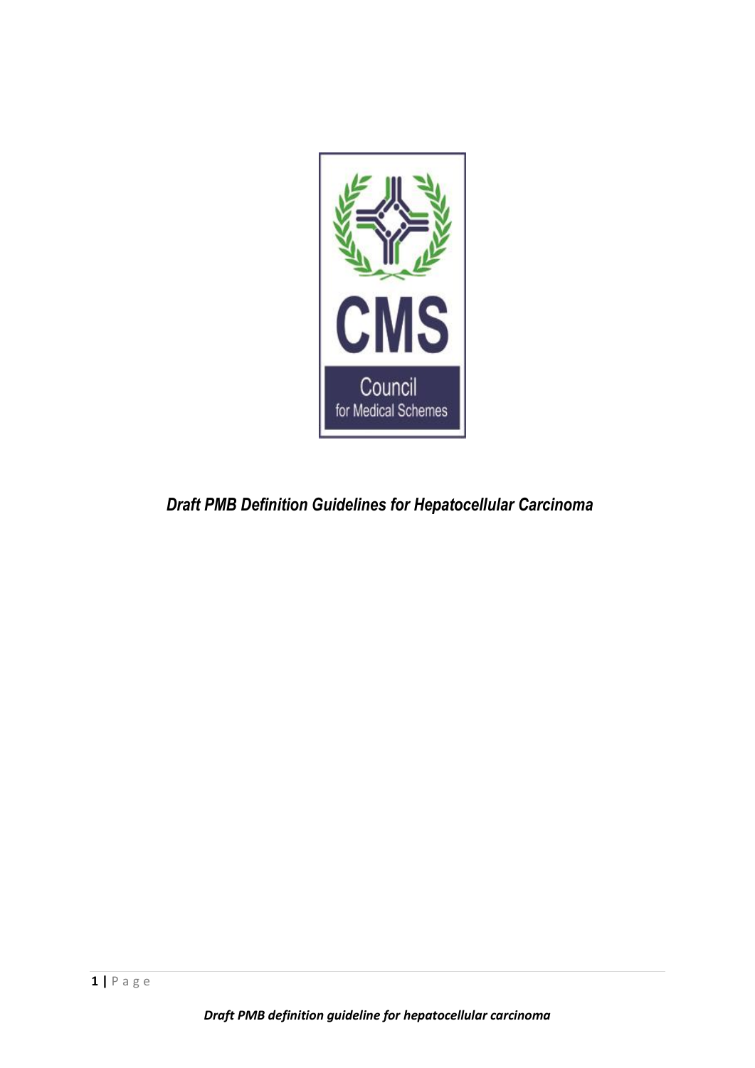CMS

Council
for Medical Schemes

# *Draft PMB Definition Guidelines for Hepatocellular Carcinoma*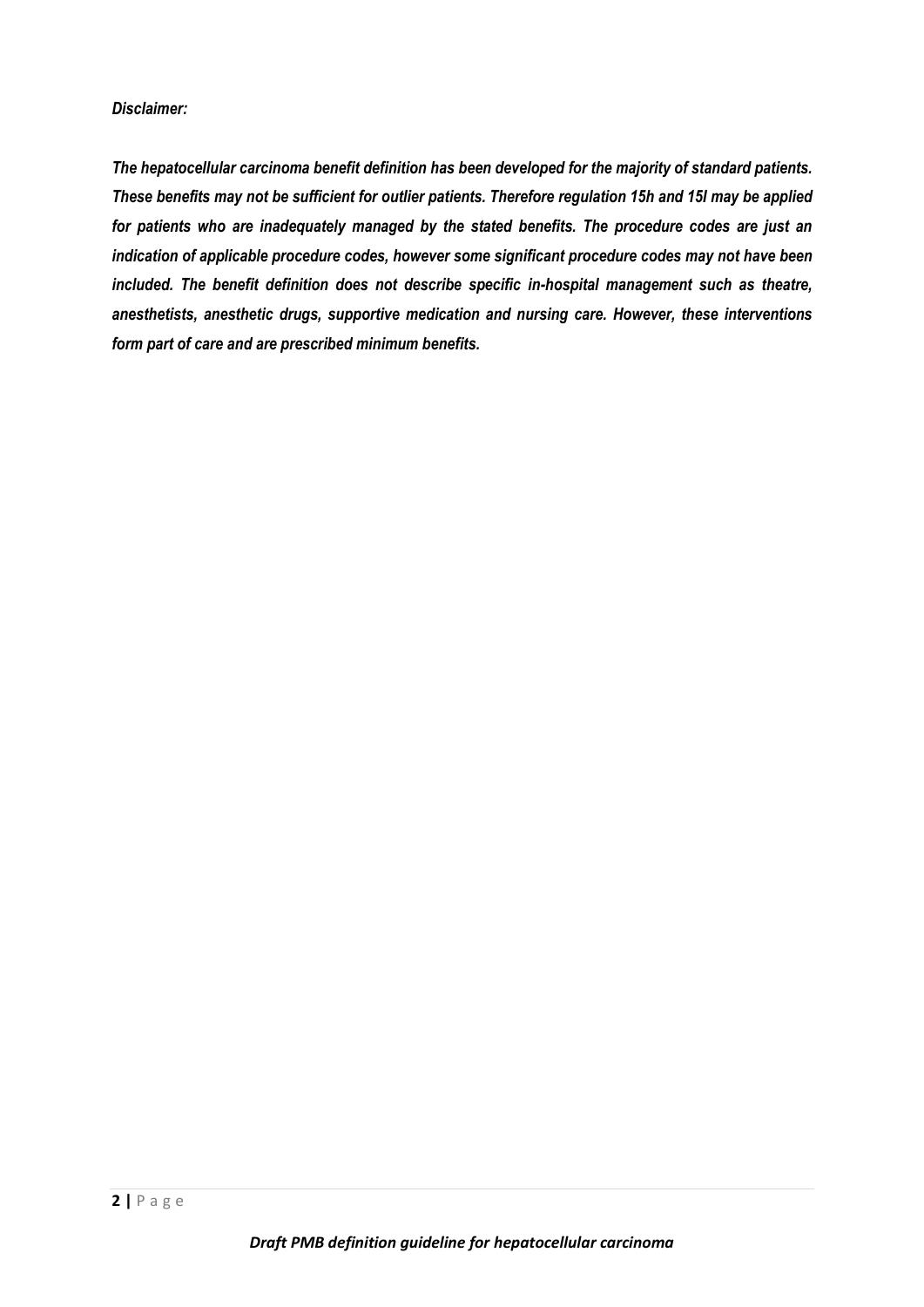***Disclaimer:***

***The hepatocellular carcinoma benefit definition has been developed for the majority of standard patients. These benefits may not be sufficient for outlier patients. Therefore regulation 15h and 15I may be applied for patients who are inadequately managed by the stated benefits. The procedure codes are just an indication of applicable procedure codes, however some significant procedure codes may not have been included. The benefit definition does not describe specific in-hospital management such as theatre, anesthetists, anesthetic drugs, supportive medication and nursing care. However, these interventions form part of care and are prescribed minimum benefits.***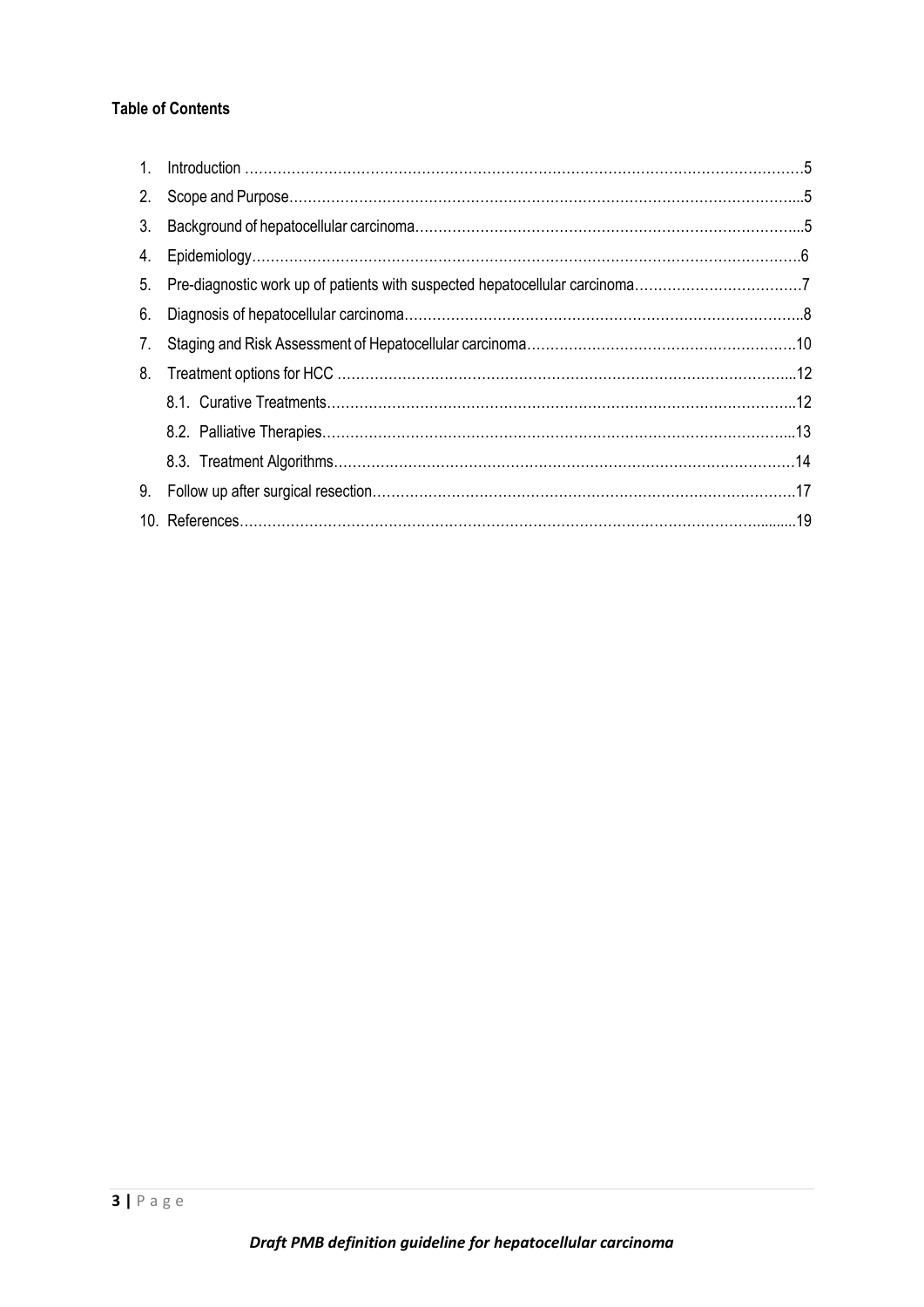**Table of Contents**

1. Introduction ………………………………………………………………………………………………………5
2. Scope and Purpose……………………………………………………………………………………………..5
3. Background of hepatocellular carcinoma……………………………………………………………………..5
4. Epidemiology…………………………………………………………………………………………………….6
5. Pre-diagnostic work up of patients with suspected hepatocellular carcinoma………………………………7
6. Diagnosis of hepatocellular carcinoma…………………………………………………………………………..8
7. Staging and Risk Assessment of Hepatocellular carcinoma…………………………………………………10
8. Treatment options for HCC ………………………………………………………………………………...12
    8.1. Curative Treatments………………………………………………………………………………..12
    8.2. Palliative Therapies………………………………………………………………………………...13
    8.3. Treatment Algorithms……………………………………………………………………………….14
9. Follow up after surgical resection……………………………………………………………………………17
10. References……………………………………………………………………………………………….........19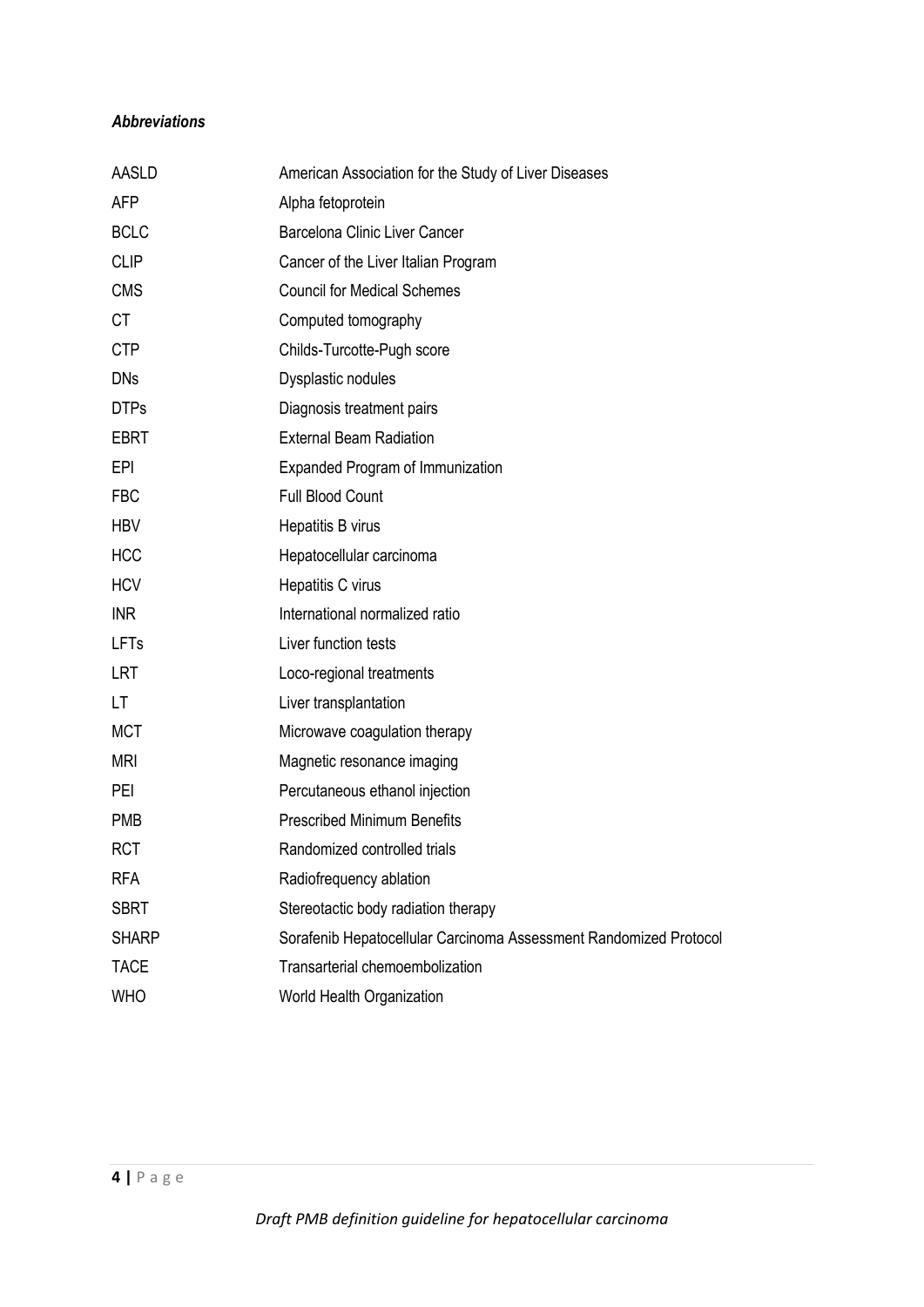***Abbreviations***

| | |
|---|---|
| AASLD | American Association for the Study of Liver Diseases |
| AFP | Alpha fetoprotein |
| BCLC | Barcelona Clinic Liver Cancer |
| CLIP | Cancer of the Liver Italian Program |
| CMS | Council for Medical Schemes |
| CT | Computed tomography |
| CTP | Childs-Turcotte-Pugh score |
| DNs | Dysplastic nodules |
| DTPs | Diagnosis treatment pairs |
| EBRT | External Beam Radiation |
| EPI | Expanded Program of Immunization |
| FBC | Full Blood Count |
| HBV | Hepatitis B virus |
| HCC | Hepatocellular carcinoma |
| HCV | Hepatitis C virus |
| INR | International normalized ratio |
| LFTs | Liver function tests |
| LRT | Loco-regional treatments |
| LT | Liver transplantation |
| MCT | Microwave coagulation therapy |
| MRI | Magnetic resonance imaging |
| PEI | Percutaneous ethanol injection |
| PMB | Prescribed Minimum Benefits |
| RCT | Randomized controlled trials |
| RFA | Radiofrequency ablation |
| SBRT | Stereotactic body radiation therapy |
| SHARP | Sorafenib Hepatocellular Carcinoma Assessment Randomized Protocol |
| TACE | Transarterial chemoembolization |
| WHO | World Health Organization |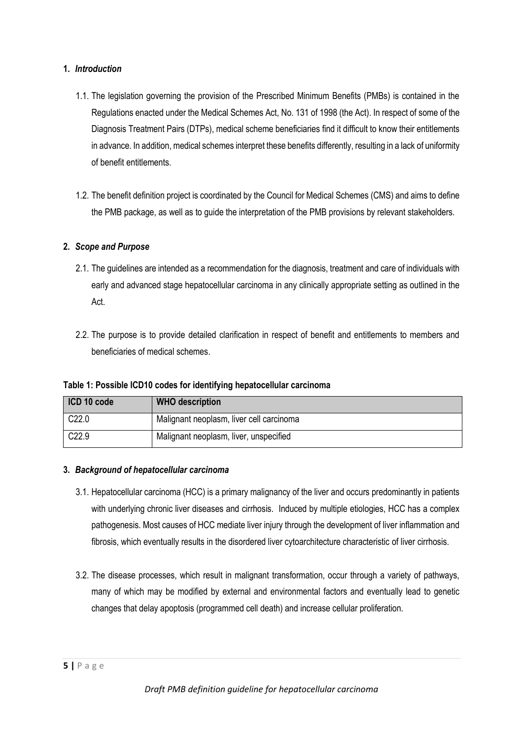## 1. *Introduction*

1.1. The legislation governing the provision of the Prescribed Minimum Benefits (PMBs) is contained in the Regulations enacted under the Medical Schemes Act, No. 131 of 1998 (the Act). In respect of some of the Diagnosis Treatment Pairs (DTPs), medical scheme beneficiaries find it difficult to know their entitlements in advance. In addition, medical schemes interpret these benefits differently, resulting in a lack of uniformity of benefit entitlements.

1.2. The benefit definition project is coordinated by the Council for Medical Schemes (CMS) and aims to define the PMB package, as well as to guide the interpretation of the PMB provisions by relevant stakeholders.

## 2. *Scope and Purpose*

2.1. The guidelines are intended as a recommendation for the diagnosis, treatment and care of individuals with early and advanced stage hepatocellular carcinoma in any clinically appropriate setting as outlined in the Act.

2.2. The purpose is to provide detailed clarification in respect of benefit and entitlements to members and beneficiaries of medical schemes.

**Table 1: Possible ICD10 codes for identifying hepatocellular carcinoma**

| ICD 10 code | WHO description |
|---|---|
| C22.0 | Malignant neoplasm, liver cell carcinoma |
| C22.9 | Malignant neoplasm, liver, unspecified |

## 3. *Background of hepatocellular carcinoma*

3.1. Hepatocellular carcinoma (HCC) is a primary malignancy of the liver and occurs predominantly in patients with underlying chronic liver diseases and cirrhosis. Induced by multiple etiologies, HCC has a complex pathogenesis. Most causes of HCC mediate liver injury through the development of liver inflammation and fibrosis, which eventually results in the disordered liver cytoarchitecture characteristic of liver cirrhosis.

3.2. The disease processes, which result in malignant transformation, occur through a variety of pathways, many of which may be modified by external and environmental factors and eventually lead to genetic changes that delay apoptosis (programmed cell death) and increase cellular proliferation.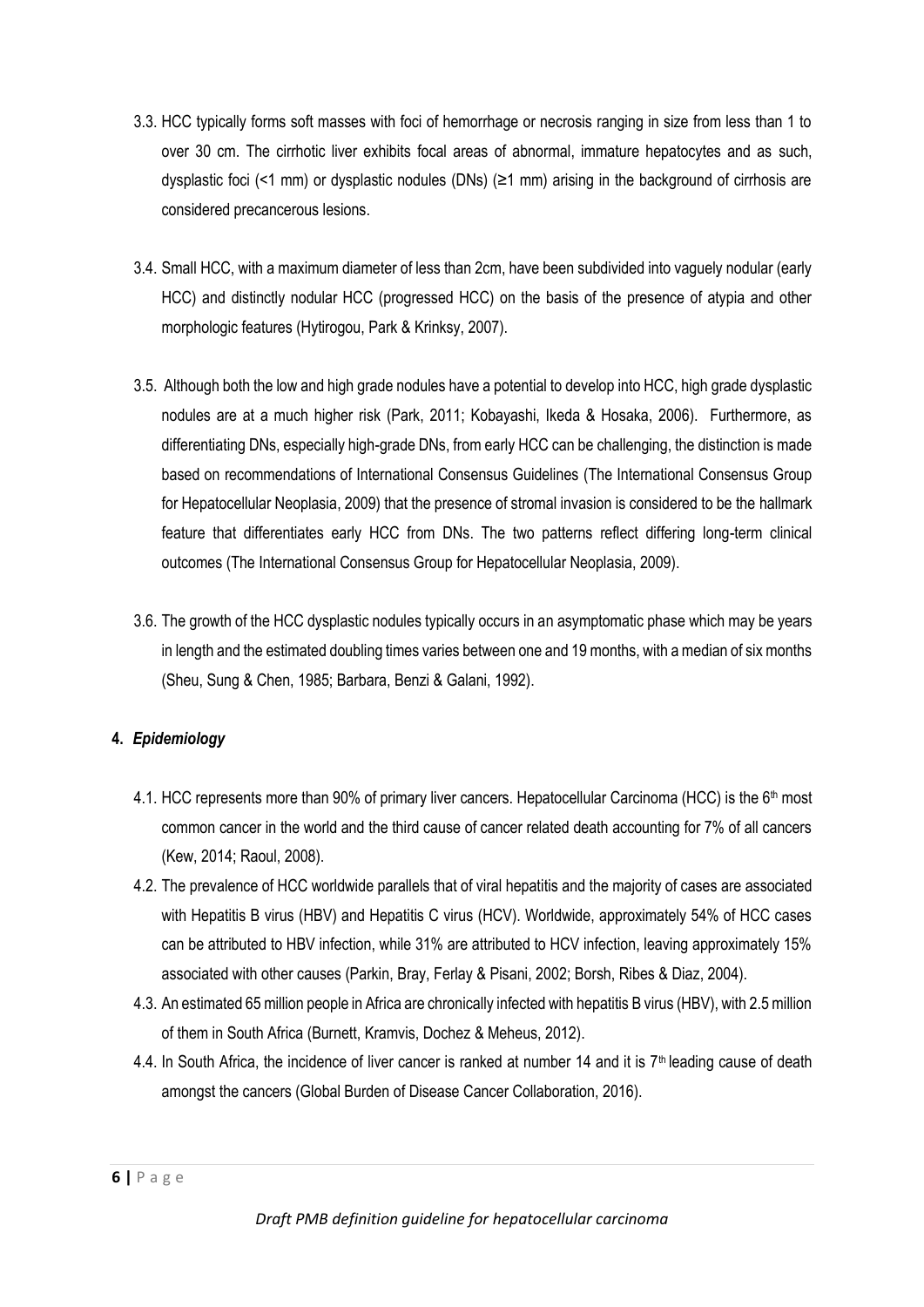3.3. HCC typically forms soft masses with foci of hemorrhage or necrosis ranging in size from less than 1 to over 30 cm. The cirrhotic liver exhibits focal areas of abnormal, immature hepatocytes and as such, dysplastic foci (<1 mm) or dysplastic nodules (DNs) (≥1 mm) arising in the background of cirrhosis are considered precancerous lesions.

3.4. Small HCC, with a maximum diameter of less than 2cm, have been subdivided into vaguely nodular (early HCC) and distinctly nodular HCC (progressed HCC) on the basis of the presence of atypia and other morphologic features (Hytirogou, Park & Krinksy, 2007).

3.5. Although both the low and high grade nodules have a potential to develop into HCC, high grade dysplastic nodules are at a much higher risk (Park, 2011; Kobayashi, Ikeda & Hosaka, 2006). Furthermore, as differentiating DNs, especially high-grade DNs, from early HCC can be challenging, the distinction is made based on recommendations of International Consensus Guidelines (The International Consensus Group for Hepatocellular Neoplasia, 2009) that the presence of stromal invasion is considered to be the hallmark feature that differentiates early HCC from DNs. The two patterns reflect differing long-term clinical outcomes (The International Consensus Group for Hepatocellular Neoplasia, 2009).

3.6. The growth of the HCC dysplastic nodules typically occurs in an asymptomatic phase which may be years in length and the estimated doubling times varies between one and 19 months, with a median of six months (Sheu, Sung & Chen, 1985; Barbara, Benzi & Galani, 1992).

## 4. *Epidemiology*

4.1. HCC represents more than 90% of primary liver cancers. Hepatocellular Carcinoma (HCC) is the 6th most common cancer in the world and the third cause of cancer related death accounting for 7% of all cancers (Kew, 2014; Raoul, 2008).

4.2. The prevalence of HCC worldwide parallels that of viral hepatitis and the majority of cases are associated with Hepatitis B virus (HBV) and Hepatitis C virus (HCV). Worldwide, approximately 54% of HCC cases can be attributed to HBV infection, while 31% are attributed to HCV infection, leaving approximately 15% associated with other causes (Parkin, Bray, Ferlay & Pisani, 2002; Borsh, Ribes & Diaz, 2004).

4.3. An estimated 65 million people in Africa are chronically infected with hepatitis B virus (HBV), with 2.5 million of them in South Africa (Burnett, Kramvis, Dochez & Meheus, 2012).

4.4. In South Africa, the incidence of liver cancer is ranked at number 14 and it is 7th leading cause of death amongst the cancers (Global Burden of Disease Cancer Collaboration, 2016).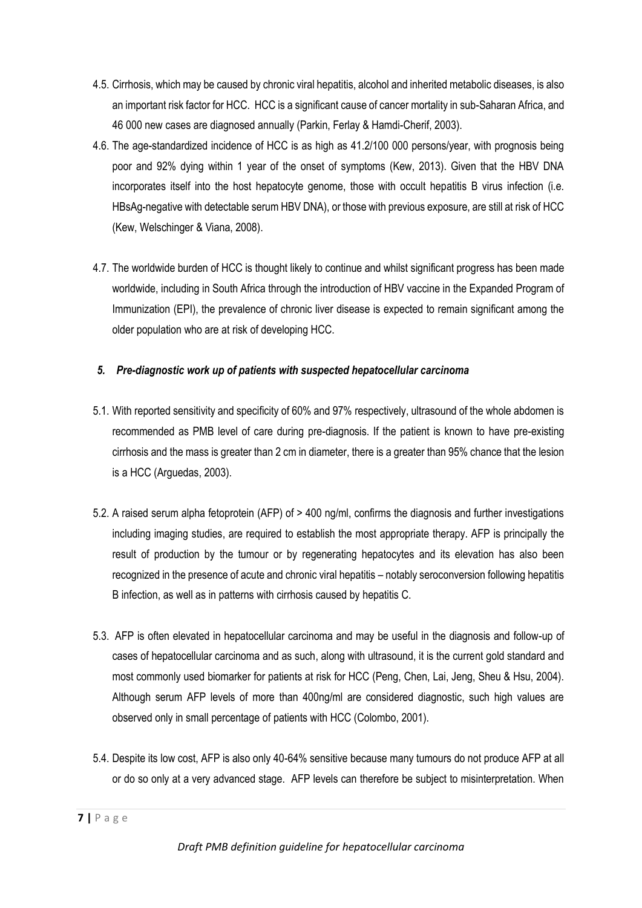4.5. Cirrhosis, which may be caused by chronic viral hepatitis, alcohol and inherited metabolic diseases, is also an important risk factor for HCC. HCC is a significant cause of cancer mortality in sub-Saharan Africa, and 46 000 new cases are diagnosed annually (Parkin, Ferlay & Hamdi-Cherif, 2003).

4.6. The age-standardized incidence of HCC is as high as 41.2/100 000 persons/year, with prognosis being poor and 92% dying within 1 year of the onset of symptoms (Kew, 2013). Given that the HBV DNA incorporates itself into the host hepatocyte genome, those with occult hepatitis B virus infection (i.e. HBsAg-negative with detectable serum HBV DNA), or those with previous exposure, are still at risk of HCC (Kew, Welschinger & Viana, 2008).

4.7. The worldwide burden of HCC is thought likely to continue and whilst significant progress has been made worldwide, including in South Africa through the introduction of HBV vaccine in the Expanded Program of Immunization (EPI), the prevalence of chronic liver disease is expected to remain significant among the older population who are at risk of developing HCC.

## *5. Pre-diagnostic work up of patients with suspected hepatocellular carcinoma*

5.1. With reported sensitivity and specificity of 60% and 97% respectively, ultrasound of the whole abdomen is recommended as PMB level of care during pre-diagnosis. If the patient is known to have pre-existing cirrhosis and the mass is greater than 2 cm in diameter, there is a greater than 95% chance that the lesion is a HCC (Arguedas, 2003).

5.2. A raised serum alpha fetoprotein (AFP) of > 400 ng/ml, confirms the diagnosis and further investigations including imaging studies, are required to establish the most appropriate therapy. AFP is principally the result of production by the tumour or by regenerating hepatocytes and its elevation has also been recognized in the presence of acute and chronic viral hepatitis – notably seroconversion following hepatitis B infection, as well as in patterns with cirrhosis caused by hepatitis C.

5.3. AFP is often elevated in hepatocellular carcinoma and may be useful in the diagnosis and follow-up of cases of hepatocellular carcinoma and as such, along with ultrasound, it is the current gold standard and most commonly used biomarker for patients at risk for HCC (Peng, Chen, Lai, Jeng, Sheu & Hsu, 2004). Although serum AFP levels of more than 400ng/ml are considered diagnostic, such high values are observed only in small percentage of patients with HCC (Colombo, 2001).

5.4. Despite its low cost, AFP is also only 40-64% sensitive because many tumours do not produce AFP at all or do so only at a very advanced stage. AFP levels can therefore be subject to misinterpretation. When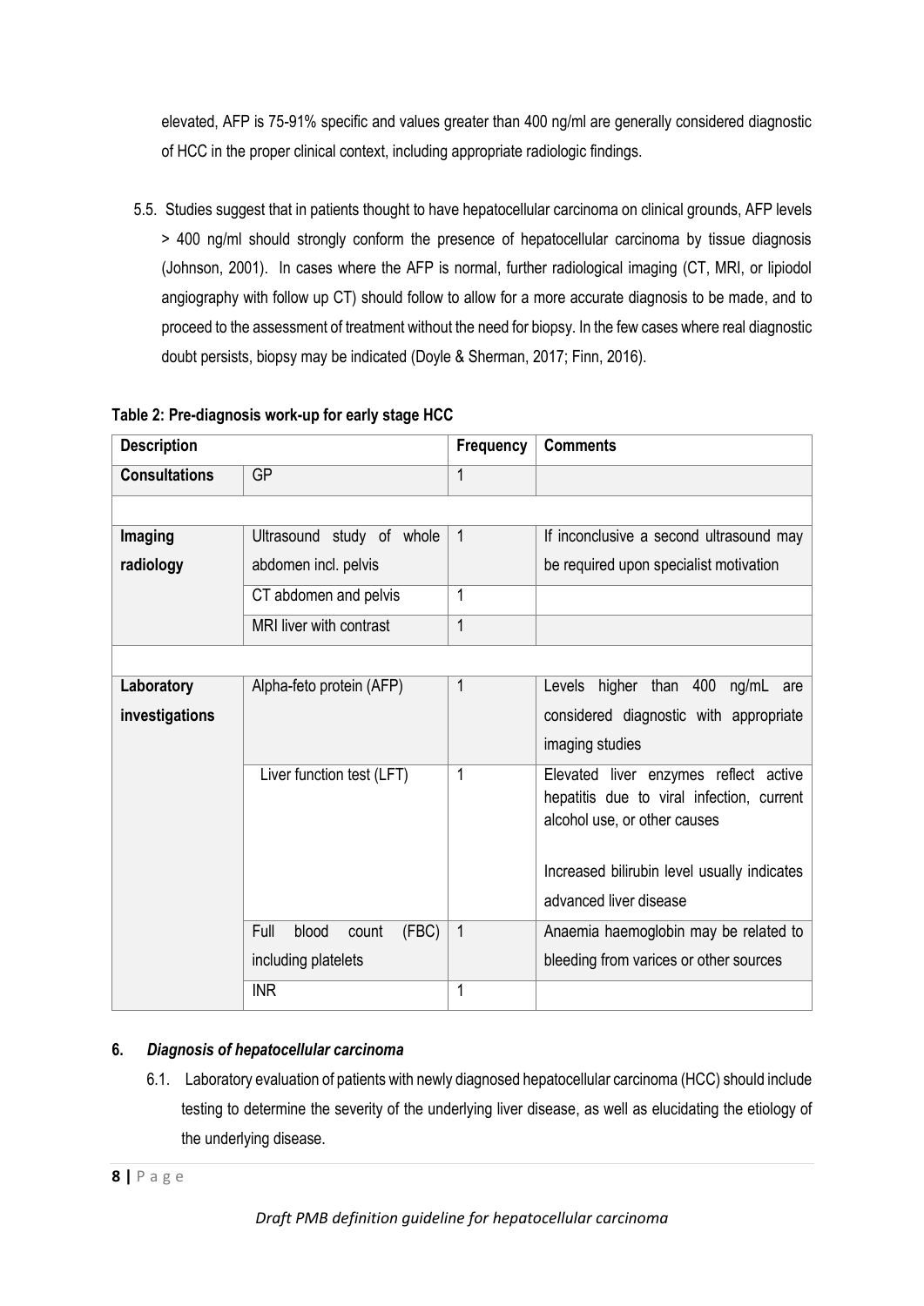elevated, AFP is 75-91% specific and values greater than 400 ng/ml are generally considered diagnostic of HCC in the proper clinical context, including appropriate radiologic findings.

5.5. Studies suggest that in patients thought to have hepatocellular carcinoma on clinical grounds, AFP levels > 400 ng/ml should strongly conform the presence of hepatocellular carcinoma by tissue diagnosis (Johnson, 2001). In cases where the AFP is normal, further radiological imaging (CT, MRI, or lipiodol angiography with follow up CT) should follow to allow for a more accurate diagnosis to be made, and to proceed to the assessment of treatment without the need for biopsy. In the few cases where real diagnostic doubt persists, biopsy may be indicated (Doyle & Sherman, 2017; Finn, 2016).

**Table 2: Pre-diagnosis work-up for early stage HCC**

| **Description** | | **Frequency** | **Comments** |
|---|---|---|---|
| **Consultations** | GP | 1 | |
| | | | |
| **Imaging radiology** | Ultrasound study of whole abdomen incl. pelvis | 1 | If inconclusive a second ultrasound may be required upon specialist motivation |
| | CT abdomen and pelvis | 1 | |
| | MRI liver with contrast | 1 | |
| | | | |
| **Laboratory investigations** | Alpha-feto protein (AFP) | 1 | Levels higher than 400 ng/mL are considered diagnostic with appropriate imaging studies |
| | Liver function test (LFT) | 1 | Elevated liver enzymes reflect active hepatitis due to viral infection, current alcohol use, or other causes<br><br>Increased bilirubin level usually indicates advanced liver disease |
| | Full blood count (FBC) including platelets | 1 | Anaemia haemoglobin may be related to bleeding from varices or other sources |
| | INR | 1 | |

## 6. *Diagnosis of hepatocellular carcinoma*

6.1. Laboratory evaluation of patients with newly diagnosed hepatocellular carcinoma (HCC) should include testing to determine the severity of the underlying liver disease, as well as elucidating the etiology of the underlying disease.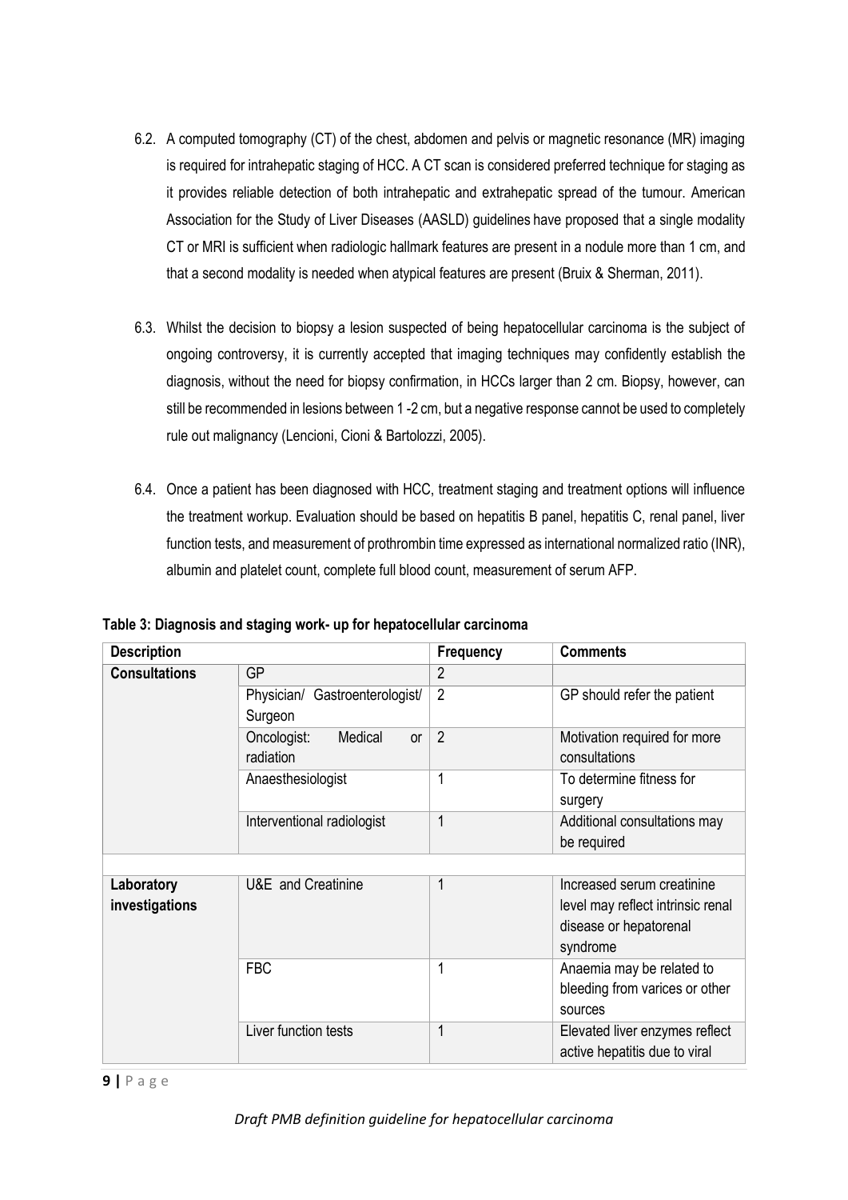6.2. A computed tomography (CT) of the chest, abdomen and pelvis or magnetic resonance (MR) imaging is required for intrahepatic staging of HCC. A CT scan is considered preferred technique for staging as it provides reliable detection of both intrahepatic and extrahepatic spread of the tumour. American Association for the Study of Liver Diseases (AASLD) guidelines have proposed that a single modality CT or MRI is sufficient when radiologic hallmark features are present in a nodule more than 1 cm, and that a second modality is needed when atypical features are present (Bruix & Sherman, 2011).

6.3. Whilst the decision to biopsy a lesion suspected of being hepatocellular carcinoma is the subject of ongoing controversy, it is currently accepted that imaging techniques may confidently establish the diagnosis, without the need for biopsy confirmation, in HCCs larger than 2 cm. Biopsy, however, can still be recommended in lesions between 1 -2 cm, but a negative response cannot be used to completely rule out malignancy (Lencioni, Cioni & Bartolozzi, 2005).

6.4. Once a patient has been diagnosed with HCC, treatment staging and treatment options will influence the treatment workup. Evaluation should be based on hepatitis B panel, hepatitis C, renal panel, liver function tests, and measurement of prothrombin time expressed as international normalized ratio (INR), albumin and platelet count, complete full blood count, measurement of serum AFP.

**Table 3: Diagnosis and staging work- up for hepatocellular carcinoma**

| Description | | Frequency | Comments |
|---|---|---|---|
| **Consultations** | GP | 2 | |
| | Physician/ Gastroenterologist/ Surgeon | 2 | GP should refer the patient |
| | Oncologist: Medical or radiation | 2 | Motivation required for more consultations |
| | Anaesthesiologist | 1 | To determine fitness for surgery |
| | Interventional radiologist | 1 | Additional consultations may be required |
| | | | |
| **Laboratory investigations** | U&E and Creatinine | 1 | Increased serum creatinine level may reflect intrinsic renal disease or hepatorenal syndrome |
| | FBC | 1 | Anaemia may be related to bleeding from varices or other sources |
| | Liver function tests | 1 | Elevated liver enzymes reflect active hepatitis due to viral |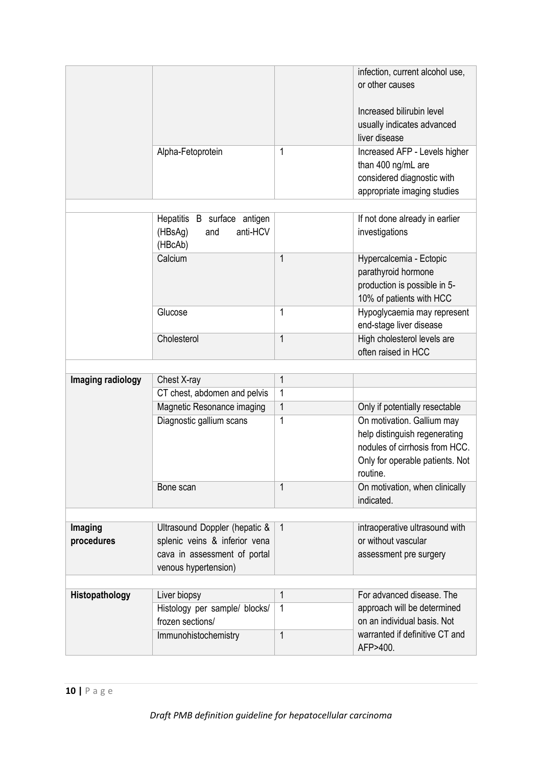| | | | |
|---|---|---|---|
| | | | infection, current alcohol use, or other causes<br><br>Increased bilirubin level usually indicates advanced liver disease |
| | Alpha-Fetoprotein | 1 | Increased AFP - Levels higher than 400 ng/mL are considered diagnostic with appropriate imaging studies |
| | | | |
| | Hepatitis B surface antigen (HBsAg) and anti-HCV (HBcAb) | | If not done already in earlier investigations |
| | Calcium | 1 | Hypercalcemia - Ectopic parathyroid hormone production is possible in 5-10% of patients with HCC |
| | Glucose | 1 | Hypoglycaemia may represent end-stage liver disease |
| | Cholesterol | 1 | High cholesterol levels are often raised in HCC |
| | | | |
| **Imaging radiology** | Chest X-ray | 1 | |
| | CT chest, abdomen and pelvis | 1 | |
| | Magnetic Resonance imaging | 1 | Only if potentially resectable |
| | Diagnostic gallium scans | 1 | On motivation. Gallium may help distinguish regenerating nodules of cirrhosis from HCC. Only for operable patients. Not routine. |
| | Bone scan | 1 | On motivation, when clinically indicated. |
| | | | |
| **Imaging procedures** | Ultrasound Doppler (hepatic & splenic veins & inferior vena cava in assessment of portal venous hypertension) | 1 | intraoperative ultrasound with or without vascular assessment pre surgery |
| | | | |
| **Histopathology** | Liver biopsy | 1 | For advanced disease. The approach will be determined on an individual basis. Not warranted if definitive CT and AFP>400. |
| | Histology per sample/ blocks/ frozen sections/ | 1 | |
| | Immunohistochemistry | 1 | |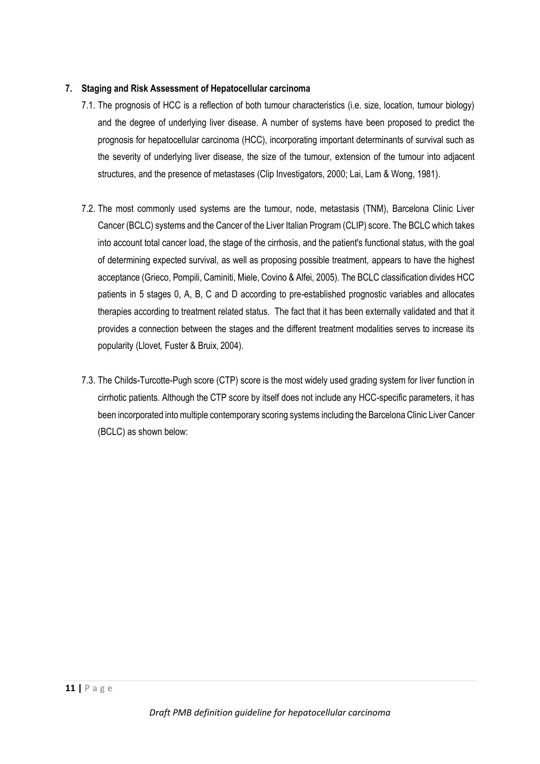## 7. Staging and Risk Assessment of Hepatocellular carcinoma

7.1. The prognosis of HCC is a reflection of both tumour characteristics (i.e. size, location, tumour biology) and the degree of underlying liver disease. A number of systems have been proposed to predict the prognosis for hepatocellular carcinoma (HCC), incorporating important determinants of survival such as the severity of underlying liver disease, the size of the tumour, extension of the tumour into adjacent structures, and the presence of metastases (Clip Investigators, 2000; Lai, Lam & Wong, 1981).

7.2. The most commonly used systems are the tumour, node, metastasis (TNM), Barcelona Clinic Liver Cancer (BCLC) systems and the Cancer of the Liver Italian Program (CLIP) score. The BCLC which takes into account total cancer load, the stage of the cirrhosis, and the patient's functional status, with the goal of determining expected survival, as well as proposing possible treatment, appears to have the highest acceptance (Grieco, Pompili, Caminiti, Miele, Covino & Alfei, 2005). The BCLC classification divides HCC patients in 5 stages 0, A, B, C and D according to pre-established prognostic variables and allocates therapies according to treatment related status. The fact that it has been externally validated and that it provides a connection between the stages and the different treatment modalities serves to increase its popularity (Llovet, Fuster & Bruix, 2004).

7.3. The Childs-Turcotte-Pugh score (CTP) score is the most widely used grading system for liver function in cirrhotic patients. Although the CTP score by itself does not include any HCC-specific parameters, it has been incorporated into multiple contemporary scoring systems including the Barcelona Clinic Liver Cancer (BCLC) as shown below: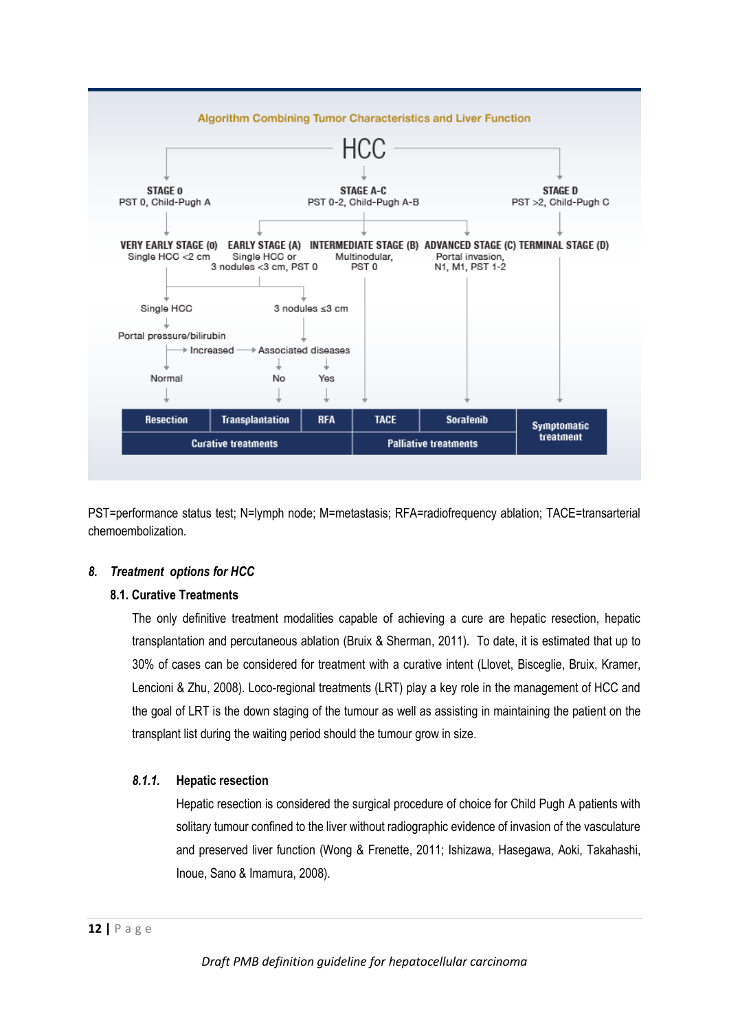**Algorithm Combining Tumor Characteristics and Liver Function**

HCC

- **STAGE 0** — PST 0, Child-Pugh A
  - **VERY EARLY STAGE (0)** — Single HCC <2 cm
- **STAGE A-C** — PST 0-2, Child-Pugh A-B
  - **EARLY STAGE (A)** — Single HCC or 3 nodules <3 cm, PST 0
  - **INTERMEDIATE STAGE (B)** — Multinodular, PST 0 → TACE
  - **ADVANCED STAGE (C)** — Portal invasion, N1, M1, PST 1-2 → Sorafenib
- **STAGE D** — PST >2, Child-Pugh C
  - **TERMINAL STAGE (D)** → Symptomatic treatment

Very early stage (0) / Early stage (A):

- Single HCC → Portal pressure/bilirubin
  - Normal → Resection
  - Increased → Associated diseases
- 3 nodules ≤3 cm → Associated diseases
  - No → Transplantation
  - Yes → RFA

| Resection | Transplantation | RFA | TACE | Sorafenib | Symptomatic treatment |
|---|---|---|---|---|---|
| Curative treatments | | | Palliative treatments | | |

PST=performance status test; N=lymph node; M=metastasis; RFA=radiofrequency ablation; TACE=transarterial chemoembolization.

## 8. *Treatment options for HCC*

### 8.1. Curative Treatments

The only definitive treatment modalities capable of achieving a cure are hepatic resection, hepatic transplantation and percutaneous ablation (Bruix & Sherman, 2011). To date, it is estimated that up to 30% of cases can be considered for treatment with a curative intent (Llovet, Bisceglie, Bruix, Kramer, Lencioni & Zhu, 2008). Loco-regional treatments (LRT) play a key role in the management of HCC and the goal of LRT is the down staging of the tumour as well as assisting in maintaining the patient on the transplant list during the waiting period should the tumour grow in size.

#### *8.1.1.* Hepatic resection

Hepatic resection is considered the surgical procedure of choice for Child Pugh A patients with solitary tumour confined to the liver without radiographic evidence of invasion of the vasculature and preserved liver function (Wong & Frenette, 2011; Ishizawa, Hasegawa, Aoki, Takahashi, Inoue, Sano & Imamura, 2008).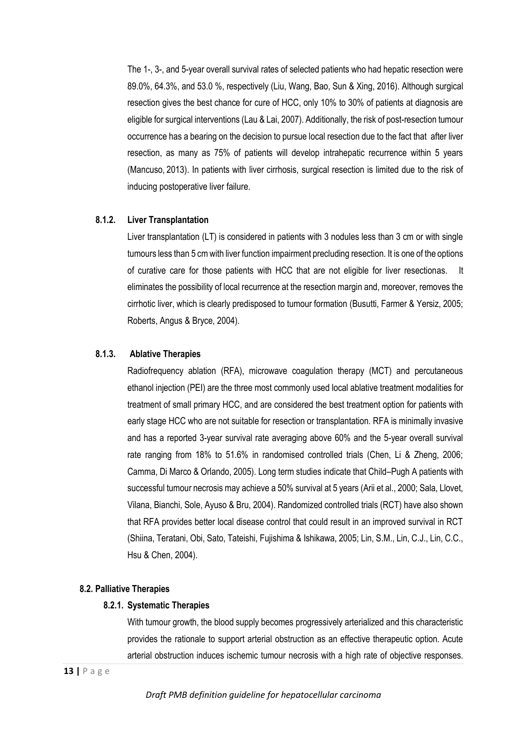The 1-, 3-, and 5-year overall survival rates of selected patients who had hepatic resection were 89.0%, 64.3%, and 53.0 %, respectively (Liu, Wang, Bao, Sun & Xing, 2016). Although surgical resection gives the best chance for cure of HCC, only 10% to 30% of patients at diagnosis are eligible for surgical interventions (Lau & Lai, 2007). Additionally, the risk of post-resection tumour occurrence has a bearing on the decision to pursue local resection due to the fact that after liver resection, as many as 75% of patients will develop intrahepatic recurrence within 5 years (Mancuso, 2013). In patients with liver cirrhosis, surgical resection is limited due to the risk of inducing postoperative liver failure.

#### 8.1.2. Liver Transplantation

Liver transplantation (LT) is considered in patients with 3 nodules less than 3 cm or with single tumours less than 5 cm with liver function impairment precluding resection. It is one of the options of curative care for those patients with HCC that are not eligible for liver resectionas. It eliminates the possibility of local recurrence at the resection margin and, moreover, removes the cirrhotic liver, which is clearly predisposed to tumour formation (Busutti, Farmer & Yersiz, 2005; Roberts, Angus & Bryce, 2004).

#### 8.1.3. Ablative Therapies

Radiofrequency ablation (RFA), microwave coagulation therapy (MCT) and percutaneous ethanol injection (PEI) are the three most commonly used local ablative treatment modalities for treatment of small primary HCC, and are considered the best treatment option for patients with early stage HCC who are not suitable for resection or transplantation. RFA is minimally invasive and has a reported 3-year survival rate averaging above 60% and the 5-year overall survival rate ranging from 18% to 51.6% in randomised controlled trials (Chen, Li & Zheng, 2006; Camma, Di Marco & Orlando, 2005). Long term studies indicate that Child–Pugh A patients with successful tumour necrosis may achieve a 50% survival at 5 years (Arii et al., 2000; Sala, Llovet, Vilana, Bianchi, Sole, Ayuso & Bru, 2004). Randomized controlled trials (RCT) have also shown that RFA provides better local disease control that could result in an improved survival in RCT (Shiina, Teratani, Obi, Sato, Tateishi, Fujishima & Ishikawa, 2005; Lin, S.M., Lin, C.J., Lin, C.C., Hsu & Chen, 2004).

### 8.2. Palliative Therapies

#### 8.2.1. Systematic Therapies

With tumour growth, the blood supply becomes progressively arterialized and this characteristic provides the rationale to support arterial obstruction as an effective therapeutic option. Acute arterial obstruction induces ischemic tumour necrosis with a high rate of objective responses.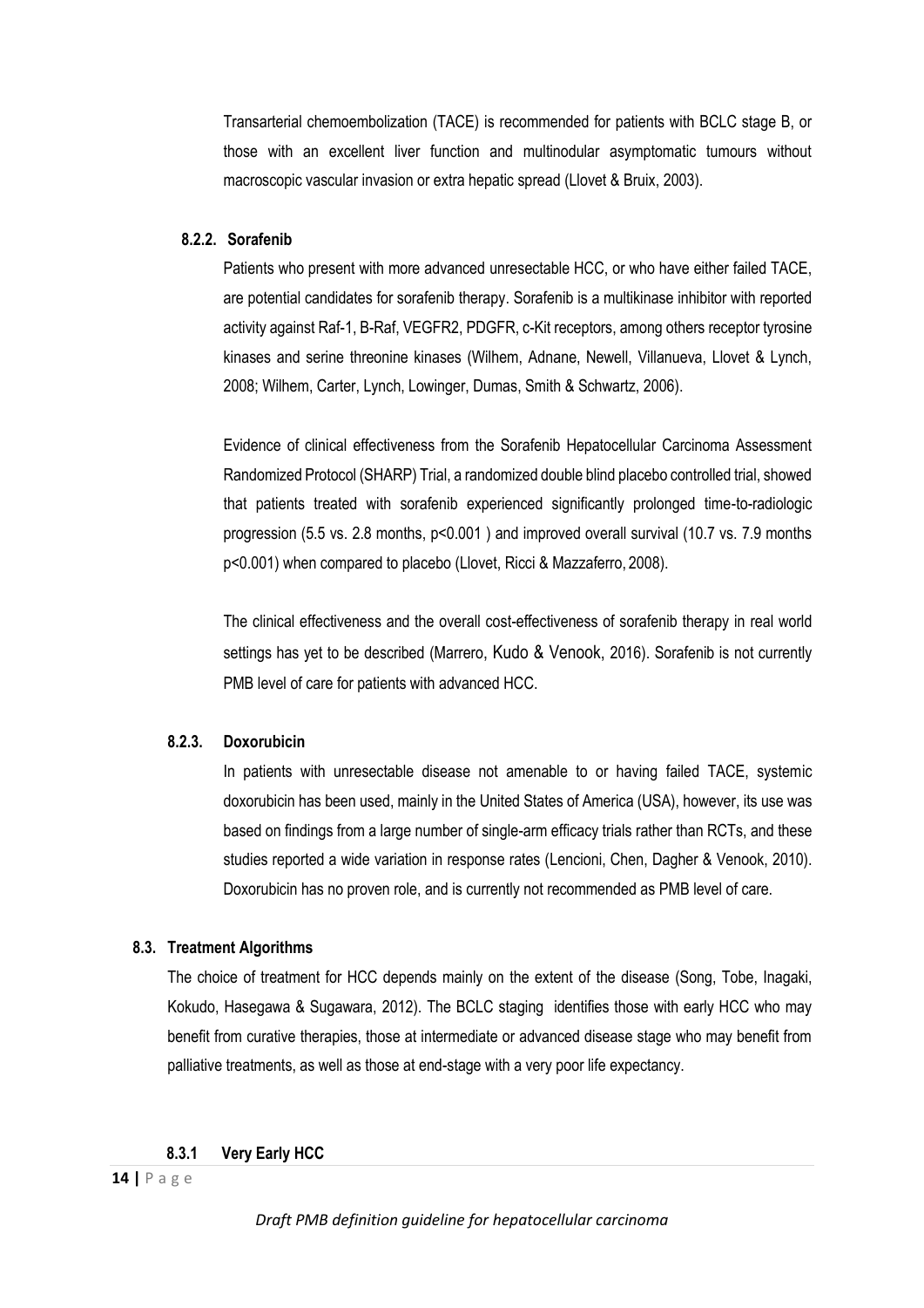Transarterial chemoembolization (TACE) is recommended for patients with BCLC stage B, or those with an excellent liver function and multinodular asymptomatic tumours without macroscopic vascular invasion or extra hepatic spread (Llovet & Bruix, 2003).

#### 8.2.2. Sorafenib

Patients who present with more advanced unresectable HCC, or who have either failed TACE, are potential candidates for sorafenib therapy. Sorafenib is a multikinase inhibitor with reported activity against Raf-1, B-Raf, VEGFR2, PDGFR, c-Kit receptors, among others receptor tyrosine kinases and serine threonine kinases (Wilhem, Adnane, Newell, Villanueva, Llovet & Lynch, 2008; Wilhem, Carter, Lynch, Lowinger, Dumas, Smith & Schwartz, 2006).

Evidence of clinical effectiveness from the Sorafenib Hepatocellular Carcinoma Assessment Randomized Protocol (SHARP) Trial, a randomized double blind placebo controlled trial, showed that patients treated with sorafenib experienced significantly prolonged time-to-radiologic progression (5.5 vs. 2.8 months, $p<0.001$ ) and improved overall survival (10.7 vs. 7.9 months $p<0.001$) when compared to placebo (Llovet, Ricci & Mazzaferro, 2008).

The clinical effectiveness and the overall cost-effectiveness of sorafenib therapy in real world settings has yet to be described (Marrero, Kudo & Venook, 2016). Sorafenib is not currently PMB level of care for patients with advanced HCC.

#### 8.2.3. Doxorubicin

In patients with unresectable disease not amenable to or having failed TACE, systemic doxorubicin has been used, mainly in the United States of America (USA), however, its use was based on findings from a large number of single-arm efficacy trials rather than RCTs, and these studies reported a wide variation in response rates (Lencioni, Chen, Dagher & Venook, 2010). Doxorubicin has no proven role, and is currently not recommended as PMB level of care.

### 8.3. Treatment Algorithms

The choice of treatment for HCC depends mainly on the extent of the disease (Song, Tobe, Inagaki, Kokudo, Hasegawa & Sugawara, 2012). The BCLC staging identifies those with early HCC who may benefit from curative therapies, those at intermediate or advanced disease stage who may benefit from palliative treatments, as well as those at end-stage with a very poor life expectancy.

#### 8.3.1 Very Early HCC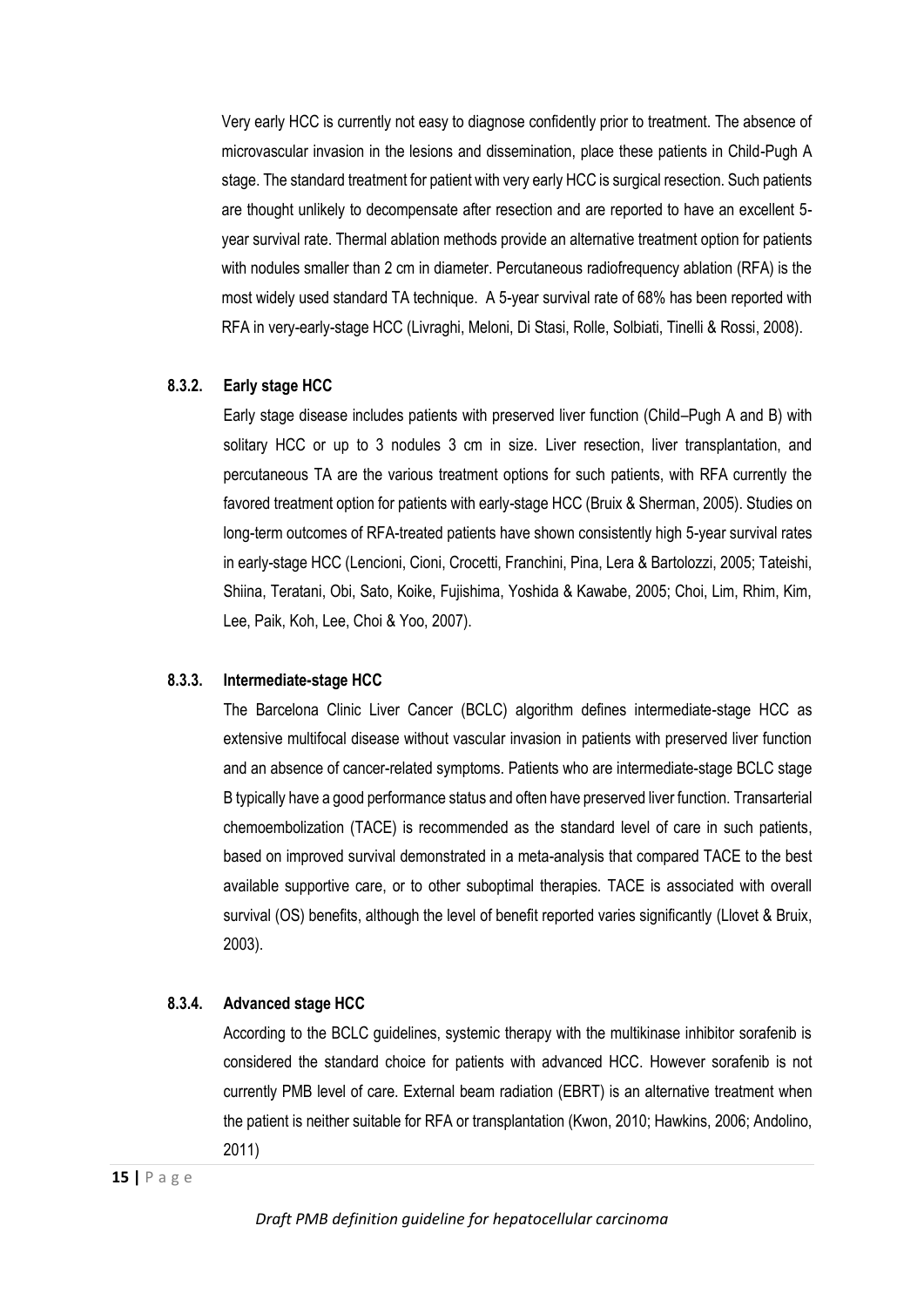Very early HCC is currently not easy to diagnose confidently prior to treatment. The absence of microvascular invasion in the lesions and dissemination, place these patients in Child-Pugh A stage. The standard treatment for patient with very early HCC is surgical resection. Such patients are thought unlikely to decompensate after resection and are reported to have an excellent 5-year survival rate. Thermal ablation methods provide an alternative treatment option for patients with nodules smaller than 2 cm in diameter. Percutaneous radiofrequency ablation (RFA) is the most widely used standard TA technique. A 5-year survival rate of 68% has been reported with RFA in very-early-stage HCC (Livraghi, Meloni, Di Stasi, Rolle, Solbiati, Tinelli & Rossi, 2008).

### 8.3.2. Early stage HCC

Early stage disease includes patients with preserved liver function (Child–Pugh A and B) with solitary HCC or up to 3 nodules 3 cm in size. Liver resection, liver transplantation, and percutaneous TA are the various treatment options for such patients, with RFA currently the favored treatment option for patients with early-stage HCC (Bruix & Sherman, 2005). Studies on long-term outcomes of RFA-treated patients have shown consistently high 5-year survival rates in early-stage HCC (Lencioni, Cioni, Crocetti, Franchini, Pina, Lera & Bartolozzi, 2005; Tateishi, Shiina, Teratani, Obi, Sato, Koike, Fujishima, Yoshida & Kawabe, 2005; Choi, Lim, Rhim, Kim, Lee, Paik, Koh, Lee, Choi & Yoo, 2007).

### 8.3.3. Intermediate-stage HCC

The Barcelona Clinic Liver Cancer (BCLC) algorithm defines intermediate-stage HCC as extensive multifocal disease without vascular invasion in patients with preserved liver function and an absence of cancer-related symptoms. Patients who are intermediate-stage BCLC stage B typically have a good performance status and often have preserved liver function. Transarterial chemoembolization (TACE) is recommended as the standard level of care in such patients, based on improved survival demonstrated in a meta-analysis that compared TACE to the best available supportive care, or to other suboptimal therapies. TACE is associated with overall survival (OS) benefits, although the level of benefit reported varies significantly (Llovet & Bruix, 2003).

### 8.3.4. Advanced stage HCC

According to the BCLC guidelines, systemic therapy with the multikinase inhibitor sorafenib is considered the standard choice for patients with advanced HCC. However sorafenib is not currently PMB level of care. External beam radiation (EBRT) is an alternative treatment when the patient is neither suitable for RFA or transplantation (Kwon, 2010; Hawkins, 2006; Andolino, 2011)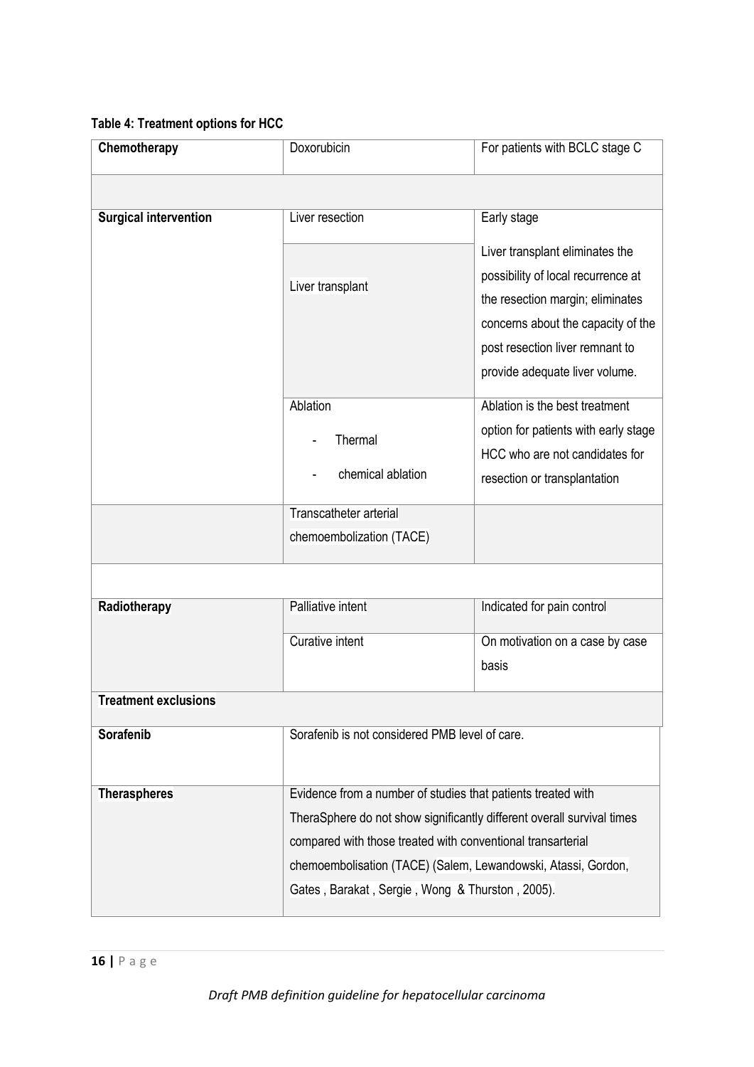**Table 4: Treatment options for HCC**

| | | |
|---|---|---|
| **Chemotherapy** | Doxorubicin | For patients with BCLC stage C |
| | | |
| **Surgical intervention** | Liver resection | Early stage |
| | Liver transplant | Liver transplant eliminates the possibility of local recurrence at the resection margin; eliminates concerns about the capacity of the post resection liver remnant to provide adequate liver volume. |
| | Ablation<br>- Thermal<br>- chemical ablation | Ablation is the best treatment option for patients with early stage HCC who are not candidates for resection or transplantation |
| | Transcatheter arterial chemoembolization (TACE) | |
| | | |
| **Radiotherapy** | Palliative intent | Indicated for pain control |
| | Curative intent | On motivation on a case by case basis |
| **Treatment exclusions** | | |
| **Sorafenib** | Sorafenib is not considered PMB level of care. | |
| **Theraspheres** | Evidence from a number of studies that patients treated with TheraSphere do not show significantly different overall survival times compared with those treated with conventional transarterial chemoembolisation (TACE) (Salem, Lewandowski, Atassi, Gordon, Gates , Barakat , Sergie , Wong & Thurston , 2005). | |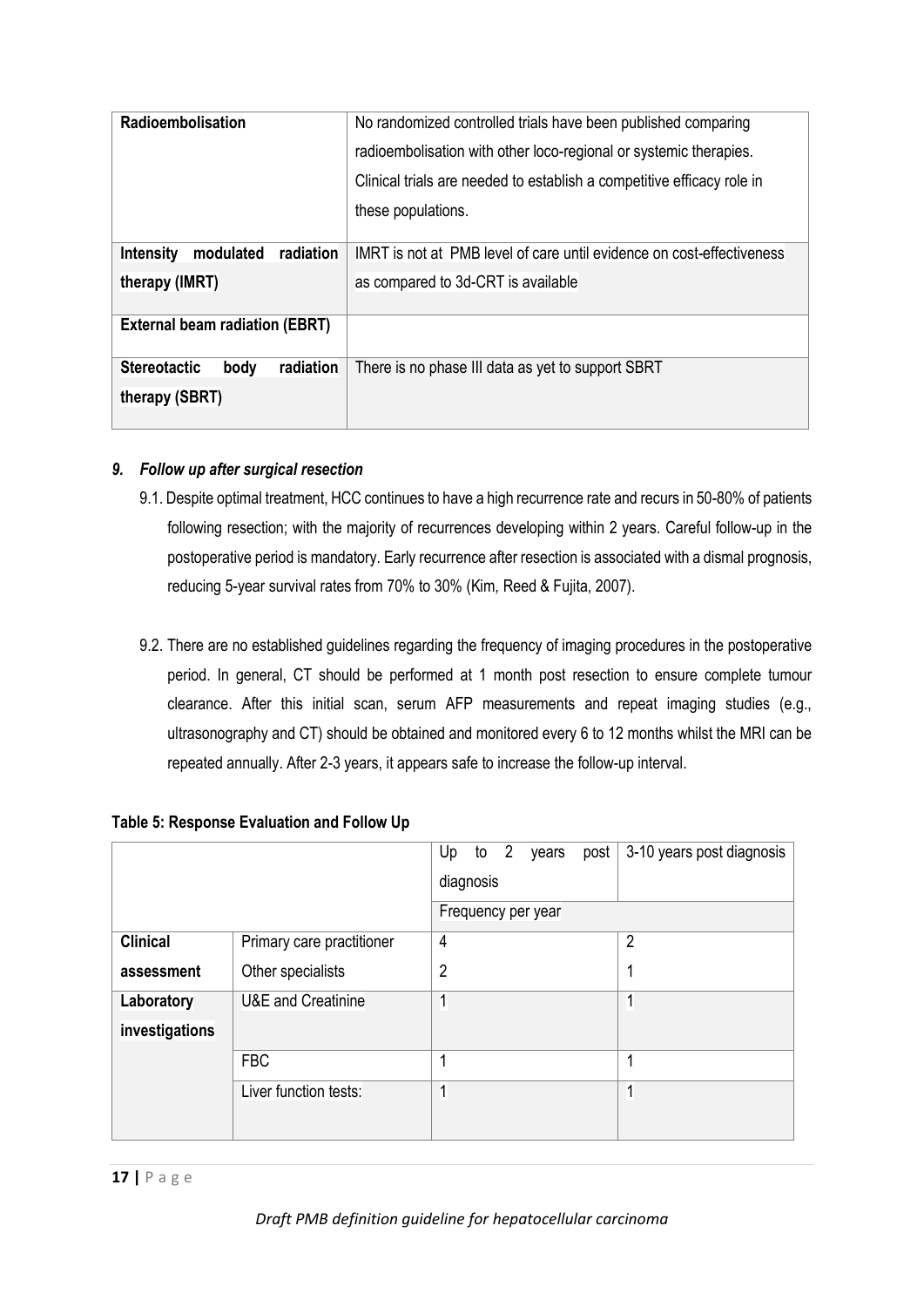| | |
|---|---|
| **Radioembolisation** | No randomized controlled trials have been published comparing radioembolisation with other loco-regional or systemic therapies. Clinical trials are needed to establish a competitive efficacy role in these populations. |
| **Intensity modulated radiation therapy (IMRT)** | IMRT is not at PMB level of care until evidence on cost-effectiveness as compared to 3d-CRT is available |
| **External beam radiation (EBRT)** | |
| **Stereotactic body radiation therapy (SBRT)** | There is no phase III data as yet to support SBRT |

### *9. Follow up after surgical resection*

9.1. Despite optimal treatment, HCC continues to have a high recurrence rate and recurs in 50-80% of patients following resection; with the majority of recurrences developing within 2 years. Careful follow-up in the postoperative period is mandatory. Early recurrence after resection is associated with a dismal prognosis, reducing 5-year survival rates from 70% to 30% (Kim*,* Reed & Fujita, 2007).

9.2. There are no established guidelines regarding the frequency of imaging procedures in the postoperative period. In general, CT should be performed at 1 month post resection to ensure complete tumour clearance. After this initial scan, serum AFP measurements and repeat imaging studies (e.g., ultrasonography and CT) should be obtained and monitored every 6 to 12 months whilst the MRI can be repeated annually. After 2-3 years, it appears safe to increase the follow-up interval.

**Table 5: Response Evaluation and Follow Up**

| | | Up to 2 years post diagnosis | 3-10 years post diagnosis |
|---|---|---|---|
| | | Frequency per year | |
| **Clinical assessment** | Primary care practitioner | 4 | 2 |
| | Other specialists | 2 | 1 |
| **Laboratory investigations** | U&E and Creatinine | 1 | 1 |
| | FBC | 1 | 1 |
| | Liver function tests: | 1 | 1 |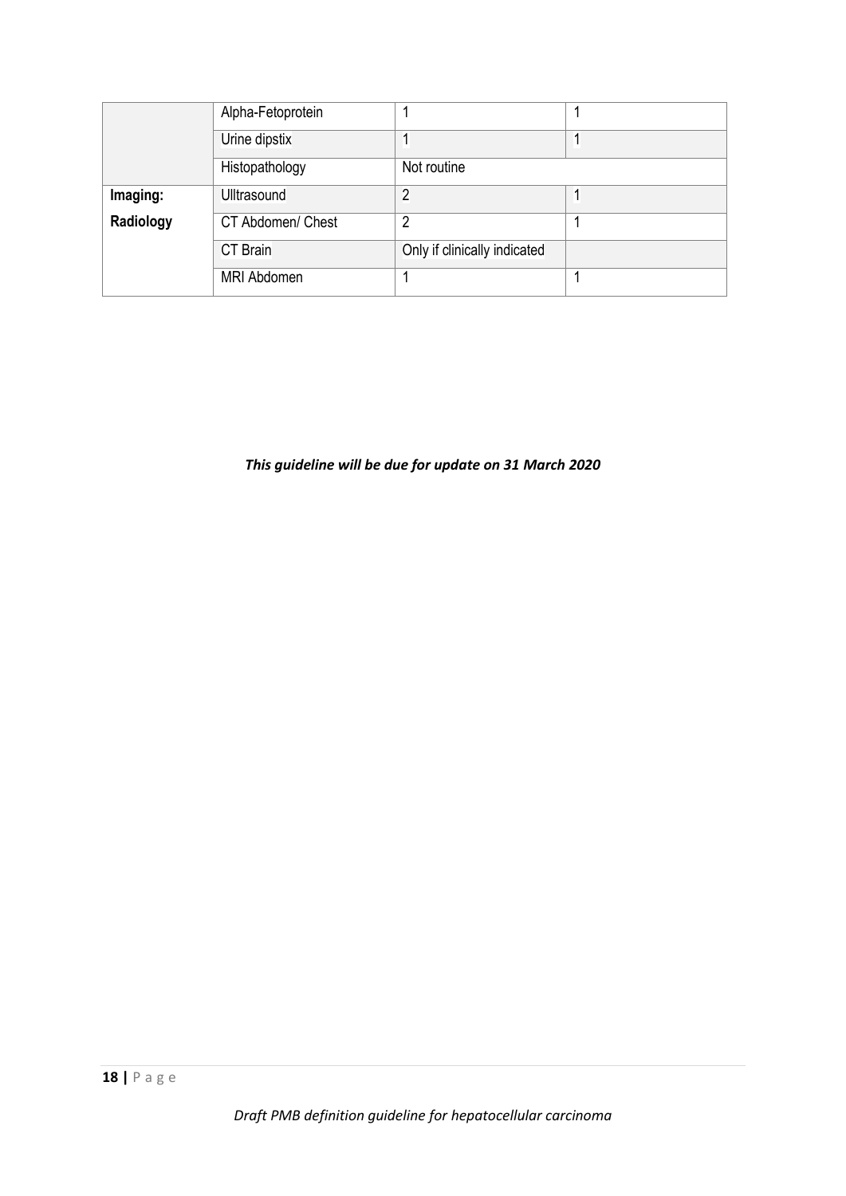|  |  |  |  |
|---|---|---|---|
|  | Alpha-Fetoprotein | 1 | 1 |
|  | Urine dipstix | 1 | 1 |
|  | Histopathology | Not routine |  |
| **Imaging: Radiology** | Ulltrasound | 2 | 1 |
|  | CT Abdomen/ Chest | 2 | 1 |
|  | CT Brain | Only if clinically indicated |  |
|  | MRI Abdomen | 1 | 1 |

***This guideline will be due for update on 31 March 2020***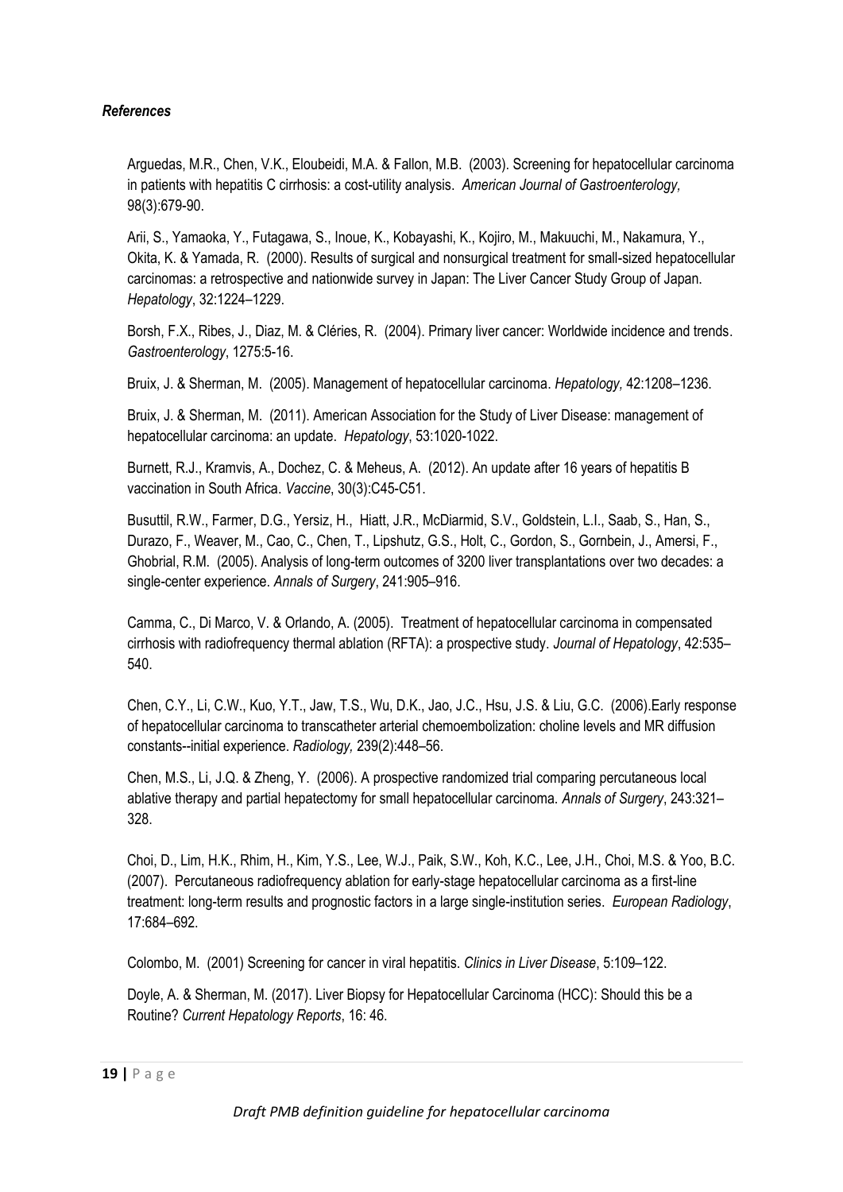***References***

Arguedas, M.R., Chen, V.K., Eloubeidi, M.A. & Fallon, M.B. (2003). Screening for hepatocellular carcinoma in patients with hepatitis C cirrhosis: a cost-utility analysis. *American Journal of Gastroenterology,* 98(3):679-90.

Arii, S., Yamaoka, Y., Futagawa, S., Inoue, K., Kobayashi, K., Kojiro, M., Makuuchi, M., Nakamura, Y., Okita, K. & Yamada, R. (2000). Results of surgical and nonsurgical treatment for small-sized hepatocellular carcinomas: a retrospective and nationwide survey in Japan: The Liver Cancer Study Group of Japan. *Hepatology*, 32:1224–1229.

Borsh, F.X., Ribes, J., Diaz, M. & Cléries, R. (2004). Primary liver cancer: Worldwide incidence and trends. *Gastroenterology*, 1275:5-16.

Bruix, J. & Sherman, M. (2005). Management of hepatocellular carcinoma. *Hepatology,* 42:1208–1236.

Bruix, J. & Sherman, M. (2011). American Association for the Study of Liver Disease: management of hepatocellular carcinoma: an update. *Hepatology*, 53:1020-1022.

Burnett, R.J., Kramvis, A., Dochez, C. & Meheus, A. (2012). An update after 16 years of hepatitis B vaccination in South Africa. *Vaccine*, 30(3):C45-C51.

Busuttil, R.W., Farmer, D.G., Yersiz, H., Hiatt, J.R., McDiarmid, S.V., Goldstein, L.I., Saab, S., Han, S., Durazo, F., Weaver, M., Cao, C., Chen, T., Lipshutz, G.S., Holt, C., Gordon, S., Gornbein, J., Amersi, F., Ghobrial, R.M. (2005). Analysis of long-term outcomes of 3200 liver transplantations over two decades: a single-center experience. *Annals of Surgery*, 241:905–916.

Camma, C., Di Marco, V. & Orlando, A. (2005). Treatment of hepatocellular carcinoma in compensated cirrhosis with radiofrequency thermal ablation (RFTA): a prospective study. *Journal of Hepatology*, 42:535–540.

Chen, C.Y., Li, C.W., Kuo, Y.T., Jaw, T.S., Wu, D.K., Jao, J.C., Hsu, J.S. & Liu, G.C. (2006).Early response of hepatocellular carcinoma to transcatheter arterial chemoembolization: choline levels and MR diffusion constants--initial experience. *Radiology,* 239(2):448–56.

Chen, M.S., Li, J.Q. & Zheng, Y. (2006). A prospective randomized trial comparing percutaneous local ablative therapy and partial hepatectomy for small hepatocellular carcinoma. *Annals of Surgery*, 243:321–328.

Choi, D., Lim, H.K., Rhim, H., Kim, Y.S., Lee, W.J., Paik, S.W., Koh, K.C., Lee, J.H., Choi, M.S. & Yoo, B.C. (2007). Percutaneous radiofrequency ablation for early-stage hepatocellular carcinoma as a first-line treatment: long-term results and prognostic factors in a large single-institution series. *European Radiology*, 17:684–692.

Colombo, M. (2001) Screening for cancer in viral hepatitis. *Clinics in Liver Disease*, 5:109–122.

Doyle, A. & Sherman, M. (2017). Liver Biopsy for Hepatocellular Carcinoma (HCC): Should this be a Routine? *Current Hepatology Reports*, 16: 46.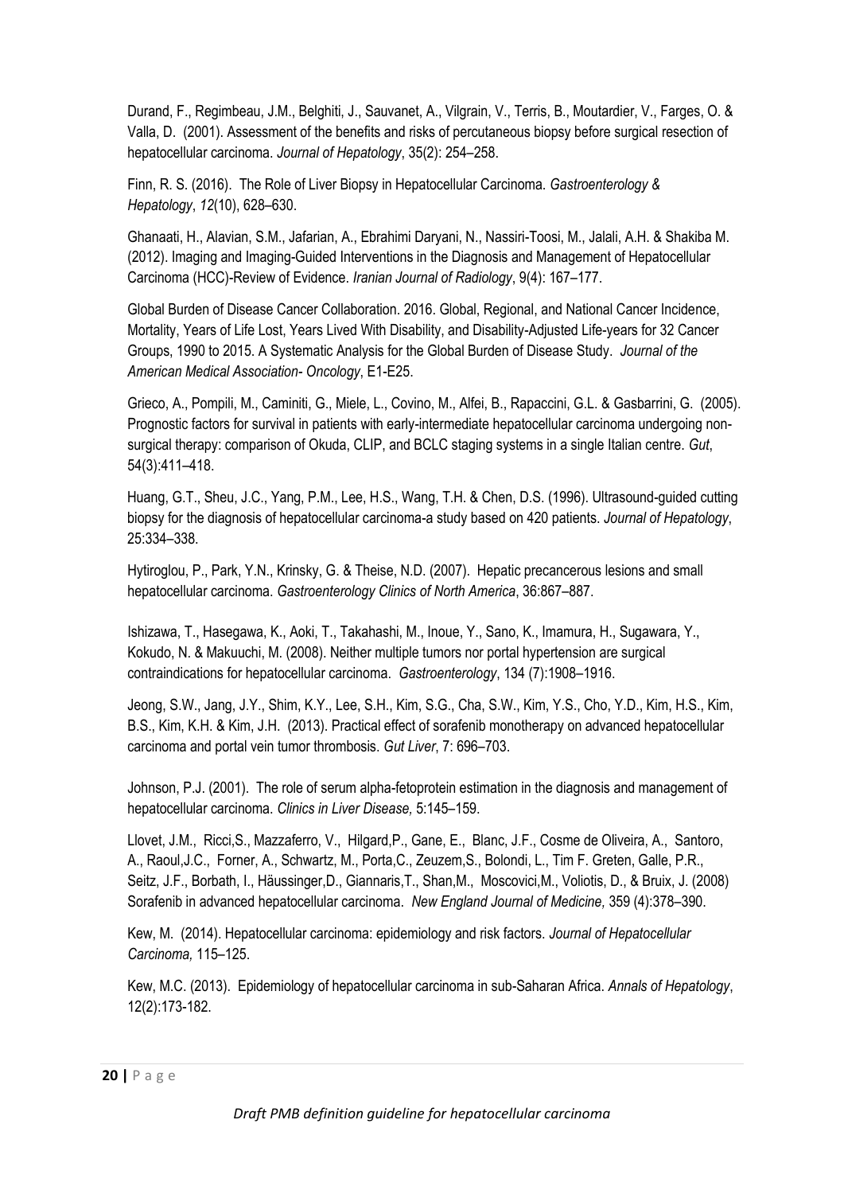Durand, F., Regimbeau, J.M., Belghiti, J., Sauvanet, A., Vilgrain, V., Terris, B., Moutardier, V., Farges, O. & Valla, D. (2001). Assessment of the benefits and risks of percutaneous biopsy before surgical resection of hepatocellular carcinoma. *Journal of Hepatology*, 35(2): 254–258.

Finn, R. S. (2016). The Role of Liver Biopsy in Hepatocellular Carcinoma. *Gastroenterology & Hepatology*, *12*(10), 628–630.

Ghanaati, H., Alavian, S.M., Jafarian, A., Ebrahimi Daryani, N., Nassiri-Toosi, M., Jalali, A.H. & Shakiba M. (2012). Imaging and Imaging-Guided Interventions in the Diagnosis and Management of Hepatocellular Carcinoma (HCC)-Review of Evidence. *Iranian Journal of Radiology*, 9(4): 167–177.

Global Burden of Disease Cancer Collaboration. 2016. Global, Regional, and National Cancer Incidence, Mortality, Years of Life Lost, Years Lived With Disability, and Disability-Adjusted Life-years for 32 Cancer Groups, 1990 to 2015. A Systematic Analysis for the Global Burden of Disease Study. *Journal of the American Medical Association- Oncology*, E1-E25.

Grieco, A., Pompili, M., Caminiti, G., Miele, L., Covino, M., Alfei, B., Rapaccini, G.L. & Gasbarrini, G. (2005). Prognostic factors for survival in patients with early-intermediate hepatocellular carcinoma undergoing non-surgical therapy: comparison of Okuda, CLIP, and BCLC staging systems in a single Italian centre. *Gut*, 54(3):411–418.

Huang, G.T., Sheu, J.C., Yang, P.M., Lee, H.S., Wang, T.H. & Chen, D.S. (1996). Ultrasound-guided cutting biopsy for the diagnosis of hepatocellular carcinoma-a study based on 420 patients. *Journal of Hepatology*, 25:334–338.

Hytiroglou, P., Park, Y.N., Krinsky, G. & Theise, N.D. (2007). Hepatic precancerous lesions and small hepatocellular carcinoma. *Gastroenterology Clinics of North America*, 36:867–887.

Ishizawa, T., Hasegawa, K., Aoki, T., Takahashi, M., Inoue, Y., Sano, K., Imamura, H., Sugawara, Y., Kokudo, N. & Makuuchi, M. (2008). Neither multiple tumors nor portal hypertension are surgical contraindications for hepatocellular carcinoma. *Gastroenterology*, 134 (7):1908–1916.

Jeong, S.W., Jang, J.Y., Shim, K.Y., Lee, S.H., Kim, S.G., Cha, S.W., Kim, Y.S., Cho, Y.D., Kim, H.S., Kim, B.S., Kim, K.H. & Kim, J.H. (2013). Practical effect of sorafenib monotherapy on advanced hepatocellular carcinoma and portal vein tumor thrombosis. *Gut Liver*, 7: 696–703.

Johnson, P.J. (2001). The role of serum alpha-fetoprotein estimation in the diagnosis and management of hepatocellular carcinoma. *Clinics in Liver Disease,* 5:145–159.

Llovet, J.M., Ricci,S., Mazzaferro, V., Hilgard,P., Gane, E., Blanc, J.F., Cosme de Oliveira, A., Santoro, A., Raoul,J.C., Forner, A., Schwartz, M., Porta,C., Zeuzem,S., Bolondi, L., Tim F. Greten, Galle, P.R., Seitz, J.F., Borbath, I., Häussinger,D., Giannaris,T., Shan,M., Moscovici,M., Voliotis, D., & Bruix, J. (2008) Sorafenib in advanced hepatocellular carcinoma. *New England Journal of Medicine,* 359 (4):378–390.

Kew, M. (2014). Hepatocellular carcinoma: epidemiology and risk factors. *Journal of Hepatocellular Carcinoma,* 115–125.

Kew, M.C. (2013). Epidemiology of hepatocellular carcinoma in sub-Saharan Africa. *Annals of Hepatology*, 12(2):173-182.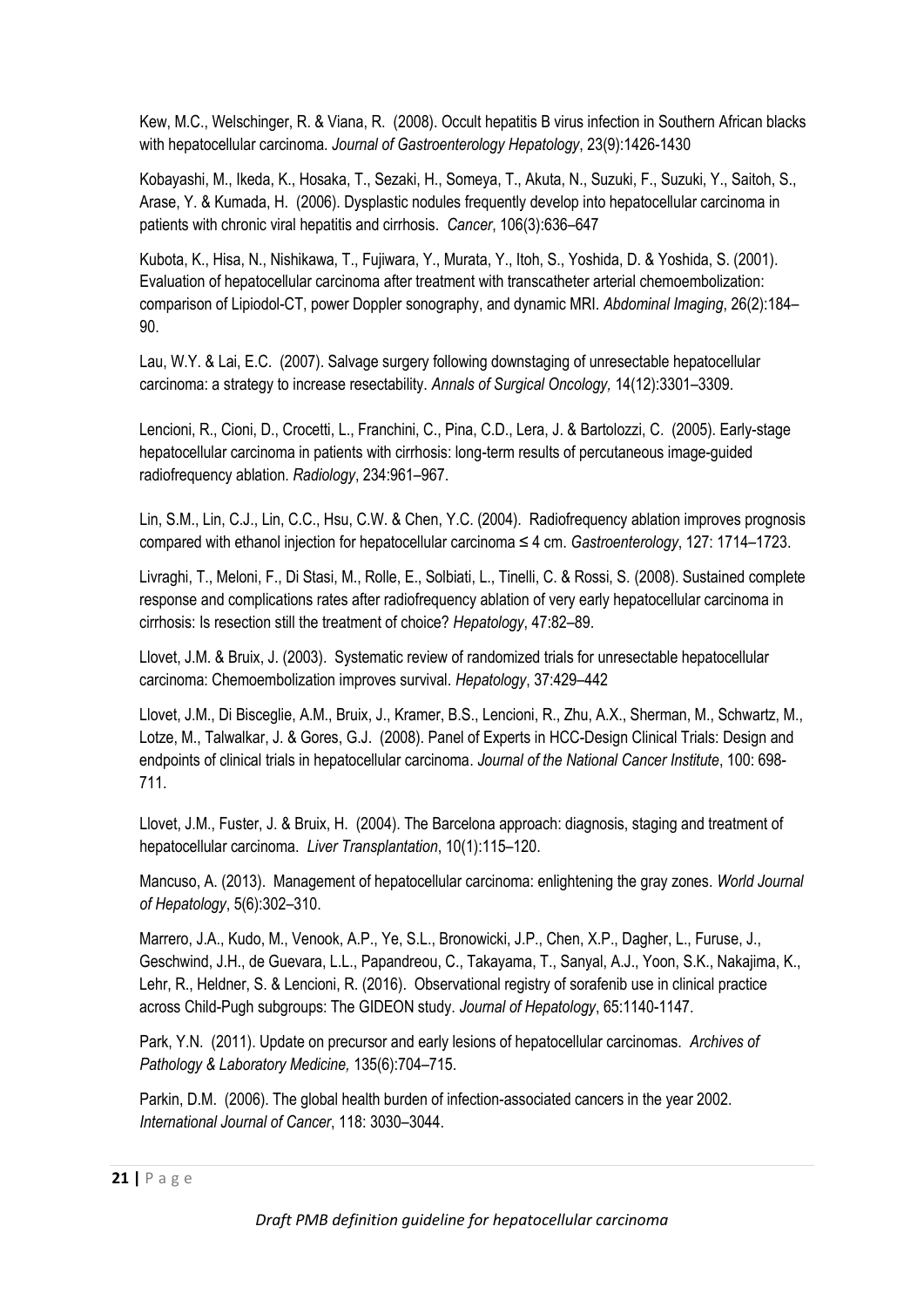Kew, M.C., Welschinger, R. & Viana, R. (2008). Occult hepatitis B virus infection in Southern African blacks with hepatocellular carcinoma. *Journal of Gastroenterology Hepatology*, 23(9):1426-1430

Kobayashi, M., Ikeda, K., Hosaka, T., Sezaki, H., Someya, T., Akuta, N., Suzuki, F., Suzuki, Y., Saitoh, S., Arase, Y. & Kumada, H. (2006). Dysplastic nodules frequently develop into hepatocellular carcinoma in patients with chronic viral hepatitis and cirrhosis. *Cancer*, 106(3):636–647

Kubota, K., Hisa, N., Nishikawa, T., Fujiwara, Y., Murata, Y., Itoh, S., Yoshida, D. & Yoshida, S. (2001). Evaluation of hepatocellular carcinoma after treatment with transcatheter arterial chemoembolization: comparison of Lipiodol-CT, power Doppler sonography, and dynamic MRI. *Abdominal Imaging*, 26(2):184–90.

Lau, W.Y. & Lai, E.C. (2007). Salvage surgery following downstaging of unresectable hepatocellular carcinoma: a strategy to increase resectability. *Annals of Surgical Oncology,* 14(12):3301–3309.

Lencioni, R., Cioni, D., Crocetti, L., Franchini, C., Pina, C.D., Lera, J. & Bartolozzi, C. (2005). Early-stage hepatocellular carcinoma in patients with cirrhosis: long-term results of percutaneous image-guided radiofrequency ablation. *Radiology*, 234:961–967.

Lin, S.M., Lin, C.J., Lin, C.C., Hsu, C.W. & Chen, Y.C. (2004). Radiofrequency ablation improves prognosis compared with ethanol injection for hepatocellular carcinoma ≤ 4 cm. *Gastroenterology*, 127: 1714–1723.

Livraghi, T., Meloni, F., Di Stasi, M., Rolle, E., Solbiati, L., Tinelli, C. & Rossi, S. (2008). Sustained complete response and complications rates after radiofrequency ablation of very early hepatocellular carcinoma in cirrhosis: Is resection still the treatment of choice? *Hepatology*, 47:82–89.

Llovet, J.M. & Bruix, J. (2003). Systematic review of randomized trials for unresectable hepatocellular carcinoma: Chemoembolization improves survival. *Hepatology*, 37:429–442

Llovet, J.M., Di Bisceglie, A.M., Bruix, J., Kramer, B.S., Lencioni, R., Zhu, A.X., Sherman, M., Schwartz, M., Lotze, M., Talwalkar, J. & Gores, G.J. (2008). Panel of Experts in HCC-Design Clinical Trials: Design and endpoints of clinical trials in hepatocellular carcinoma. *Journal of the National Cancer Institute*, 100: 698-711.

Llovet, J.M., Fuster, J. & Bruix, H. (2004). The Barcelona approach: diagnosis, staging and treatment of hepatocellular carcinoma. *Liver Transplantation*, 10(1):115–120.

Mancuso, A. (2013). Management of hepatocellular carcinoma: enlightening the gray zones. *World Journal of Hepatology*, 5(6):302–310.

Marrero, J.A., Kudo, M., Venook, A.P., Ye, S.L., Bronowicki, J.P., Chen, X.P., Dagher, L., Furuse, J., Geschwind, J.H., de Guevara, L.L., Papandreou, C., Takayama, T., Sanyal, A.J., Yoon, S.K., Nakajima, K., Lehr, R., Heldner, S. & Lencioni, R. (2016). Observational registry of sorafenib use in clinical practice across Child-Pugh subgroups: The GIDEON study. *Journal of Hepatology*, 65:1140-1147.

Park, Y.N. (2011). Update on precursor and early lesions of hepatocellular carcinomas. *Archives of Pathology & Laboratory Medicine,* 135(6):704–715.

Parkin, D.M. (2006). The global health burden of infection-associated cancers in the year 2002. *International Journal of Cancer*, 118: 3030–3044.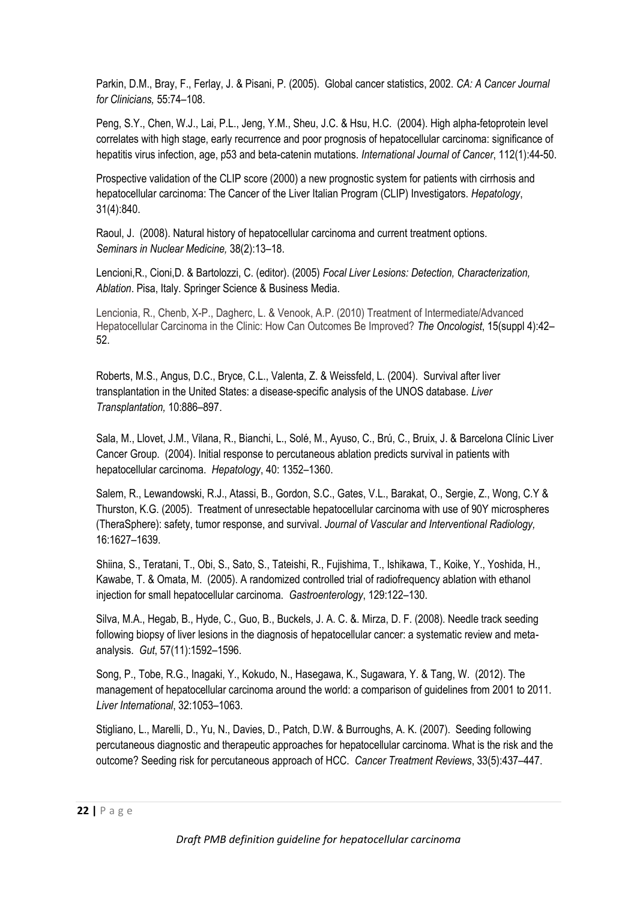Parkin, D.M., Bray, F., Ferlay, J. & Pisani, P. (2005). Global cancer statistics, 2002. *CA: A Cancer Journal for Clinicians,* 55:74–108.

Peng, S.Y., Chen, W.J., Lai, P.L., Jeng, Y.M., Sheu, J.C. & Hsu, H.C. (2004). High alpha-fetoprotein level correlates with high stage, early recurrence and poor prognosis of hepatocellular carcinoma: significance of hepatitis virus infection, age, p53 and beta-catenin mutations. *International Journal of Cancer*, 112(1):44-50.

Prospective validation of the CLIP score (2000) a new prognostic system for patients with cirrhosis and hepatocellular carcinoma: The Cancer of the Liver Italian Program (CLIP) Investigators. *Hepatology*, 31(4):840.

Raoul, J. (2008). Natural history of hepatocellular carcinoma and current treatment options. *Seminars in Nuclear Medicine,* 38(2):13–18.

Lencioni,R., Cioni,D. & Bartolozzi, C. (editor). (2005) *Focal Liver Lesions: Detection, Characterization, Ablation*. Pisa, Italy. Springer Science & Business Media.

Lencionia, R., Chenb, X-P., Dagherc, L. & Venook, A.P. (2010) Treatment of Intermediate/Advanced Hepatocellular Carcinoma in the Clinic: How Can Outcomes Be Improved? *The Oncologist*, 15(suppl 4):42–52.

Roberts, M.S., Angus, D.C., Bryce, C.L., Valenta, Z. & Weissfeld, L. (2004). Survival after liver transplantation in the United States: a disease-specific analysis of the UNOS database. *Liver Transplantation,* 10:886–897.

Sala, M., Llovet, J.M., Vilana, R., Bianchi, L., Solé, M., Ayuso, C., Brú, C., Bruix, J. & Barcelona Clínic Liver Cancer Group. (2004). Initial response to percutaneous ablation predicts survival in patients with hepatocellular carcinoma. *Hepatology*, 40: 1352–1360.

Salem, R., Lewandowski, R.J., Atassi, B., Gordon, S.C., Gates, V.L., Barakat, O., Sergie, Z., Wong, C.Y & Thurston, K.G. (2005). Treatment of unresectable hepatocellular carcinoma with use of 90Y microspheres (TheraSphere): safety, tumor response, and survival. *Journal of Vascular and Interventional Radiology,* 16:1627–1639.

Shiina, S., Teratani, T., Obi, S., Sato, S., Tateishi, R., Fujishima, T., Ishikawa, T., Koike, Y., Yoshida, H., Kawabe, T. & Omata, M. (2005). A randomized controlled trial of radiofrequency ablation with ethanol injection for small hepatocellular carcinoma. *Gastroenterology*, 129:122–130.

Silva, M.A., Hegab, B., Hyde, C., Guo, B., Buckels, J. A. C. &. Mirza, D. F. (2008). Needle track seeding following biopsy of liver lesions in the diagnosis of hepatocellular cancer: a systematic review and meta-analysis. *Gut*, 57(11):1592–1596.

Song, P., Tobe, R.G., Inagaki, Y., Kokudo, N., Hasegawa, K., Sugawara, Y. & Tang, W. (2012). The management of hepatocellular carcinoma around the world: a comparison of guidelines from 2001 to 2011. *Liver International*, 32:1053–1063.

Stigliano, L., Marelli, D., Yu, N., Davies, D., Patch, D.W. & Burroughs, A. K. (2007). Seeding following percutaneous diagnostic and therapeutic approaches for hepatocellular carcinoma. What is the risk and the outcome? Seeding risk for percutaneous approach of HCC. *Cancer Treatment Reviews*, 33(5):437–447.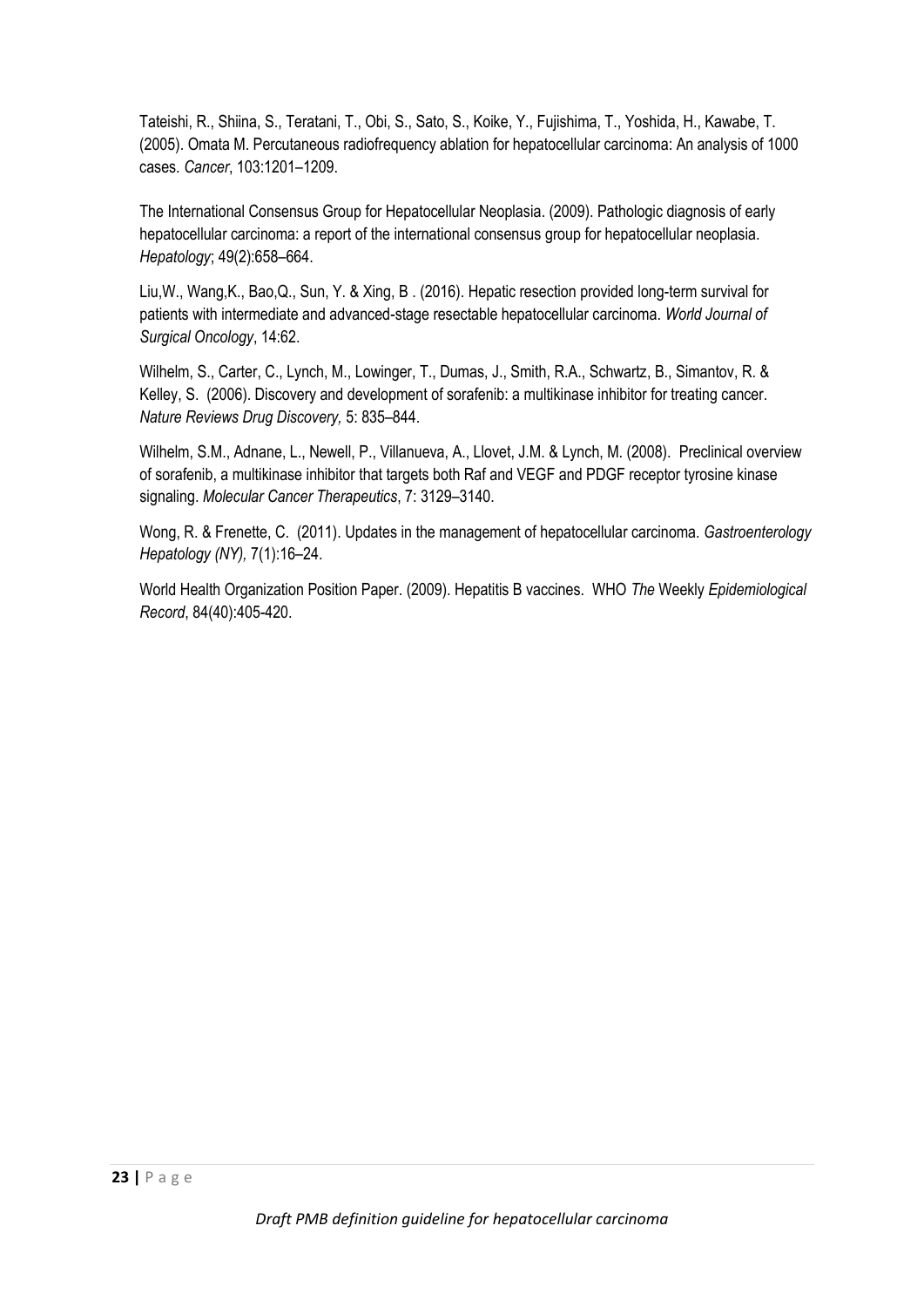Tateishi, R., Shiina, S., Teratani, T., Obi, S., Sato, S., Koike, Y., Fujishima, T., Yoshida, H., Kawabe, T. (2005). Omata M. Percutaneous radiofrequency ablation for hepatocellular carcinoma: An analysis of 1000 cases. *Cancer*, 103:1201–1209.

The International Consensus Group for Hepatocellular Neoplasia. (2009). Pathologic diagnosis of early hepatocellular carcinoma: a report of the international consensus group for hepatocellular neoplasia. *Hepatology*; 49(2):658–664.

Liu,W., Wang,K., Bao,Q., Sun, Y. & Xing, B . (2016). Hepatic resection provided long-term survival for patients with intermediate and advanced-stage resectable hepatocellular carcinoma. *World Journal of Surgical Oncology*, 14:62.

Wilhelm, S., Carter, C., Lynch, M., Lowinger, T., Dumas, J., Smith, R.A., Schwartz, B., Simantov, R. & Kelley, S. (2006). Discovery and development of sorafenib: a multikinase inhibitor for treating cancer. *Nature Reviews Drug Discovery,* 5: 835–844.

Wilhelm, S.M., Adnane, L., Newell, P., Villanueva, A., Llovet, J.M. & Lynch, M. (2008). Preclinical overview of sorafenib, a multikinase inhibitor that targets both Raf and VEGF and PDGF receptor tyrosine kinase signaling. *Molecular Cancer Therapeutics*, 7: 3129–3140.

Wong, R. & Frenette, C. (2011). Updates in the management of hepatocellular carcinoma. *Gastroenterology Hepatology (NY),* 7(1):16–24.

World Health Organization Position Paper. (2009). Hepatitis B vaccines. WHO *The* Weekly *Epidemiological Record*, 84(40):405-420.